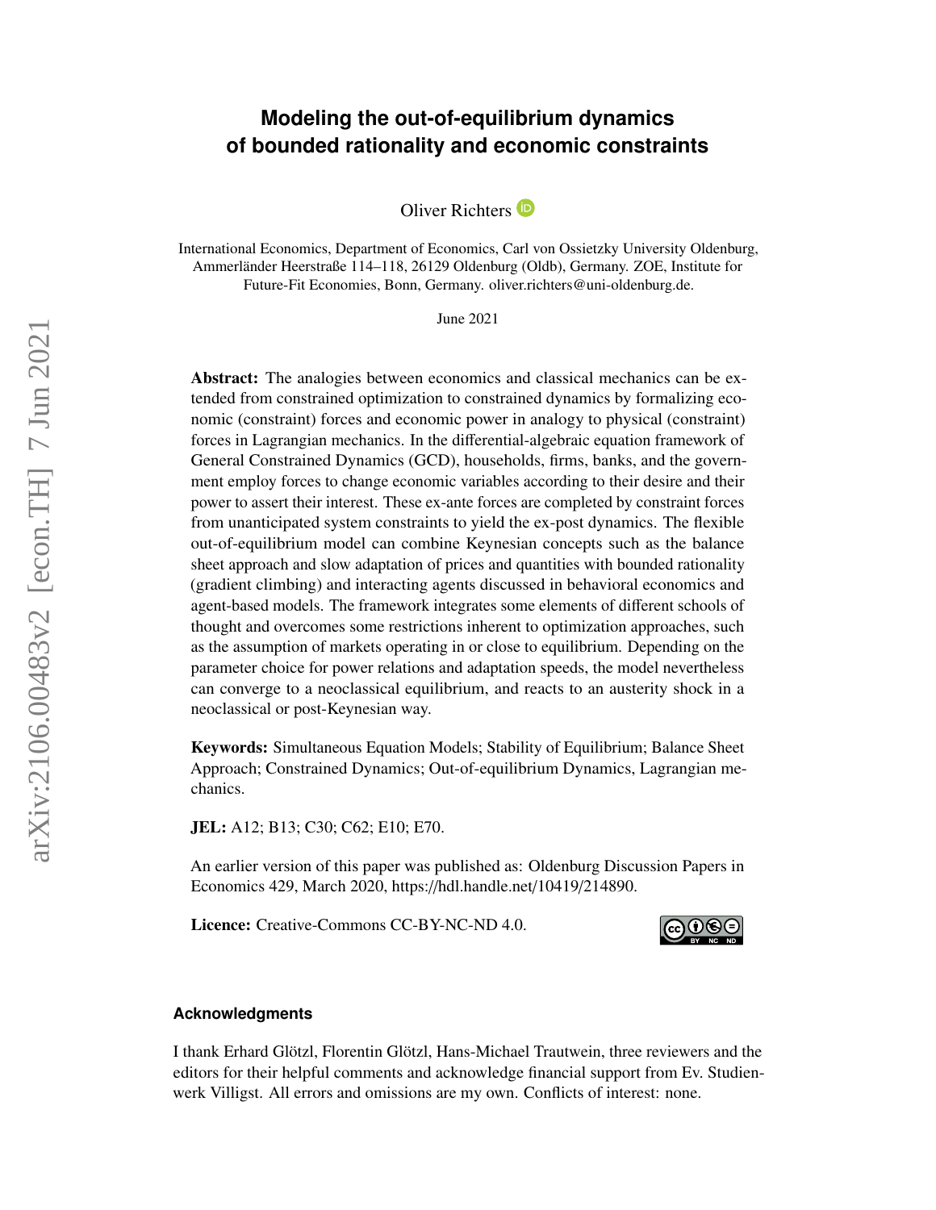# Modeling the out-of-equilibrium dynamics of bounded rationality and economic constraints

Oliver Richters

International Economics, Department of Economics, Carl von Ossietzky University Oldenburg, Ammerländer Heerstraße 114–118, 26129 Oldenburg (Oldb), Germany. ZOE, Institute for Future-Fit Economies, Bonn, Germany. oliver.richters@uni-oldenburg.de.

June 2021

**Abstract:** The analogies between economics and classical mechanics can be extended from constrained optimization to constrained dynamics by formalizing economic (constraint) forces and economic power in analogy to physical (constraint) forces in Lagrangian mechanics. In the differential-algebraic equation framework of General Constrained Dynamics (GCD), households, firms, banks, and the government employ forces to change economic variables according to their desire and their power to assert their interest. These ex-ante forces are completed by constraint forces from unanticipated system constraints to yield the ex-post dynamics. The flexible out-of-equilibrium model can combine Keynesian concepts such as the balance sheet approach and slow adaptation of prices and quantities with bounded rationality (gradient climbing) and interacting agents discussed in behavioral economics and agent-based models. The framework integrates some elements of different schools of thought and overcomes some restrictions inherent to optimization approaches, such as the assumption of markets operating in or close to equilibrium. Depending on the parameter choice for power relations and adaptation speeds, the model nevertheless can converge to a neoclassical equilibrium, and reacts to an austerity shock in a neoclassical or post-Keynesian way.

**Keywords:** Simultaneous Equation Models; Stability of Equilibrium; Balance Sheet Approach; Constrained Dynamics; Out-of-equilibrium Dynamics, Lagrangian mechanics.

**JEL:** A12; B13; C30; C62; E10; E70.

An earlier version of this paper was published as: Oldenburg Discussion Papers in Economics 429, March 2020, https://hdl.handle.net/10419/214890.

**Licence:** Creative-Commons CC-BY-NC-ND 4.0.

### Acknowledgments

I thank Erhard Glötzl, Florentin Glötzl, Hans-Michael Trautwein, three reviewers and the editors for their helpful comments and acknowledge financial support from Ev. Studienwerk Villigst. All errors and omissions are my own. Conflicts of interest: none.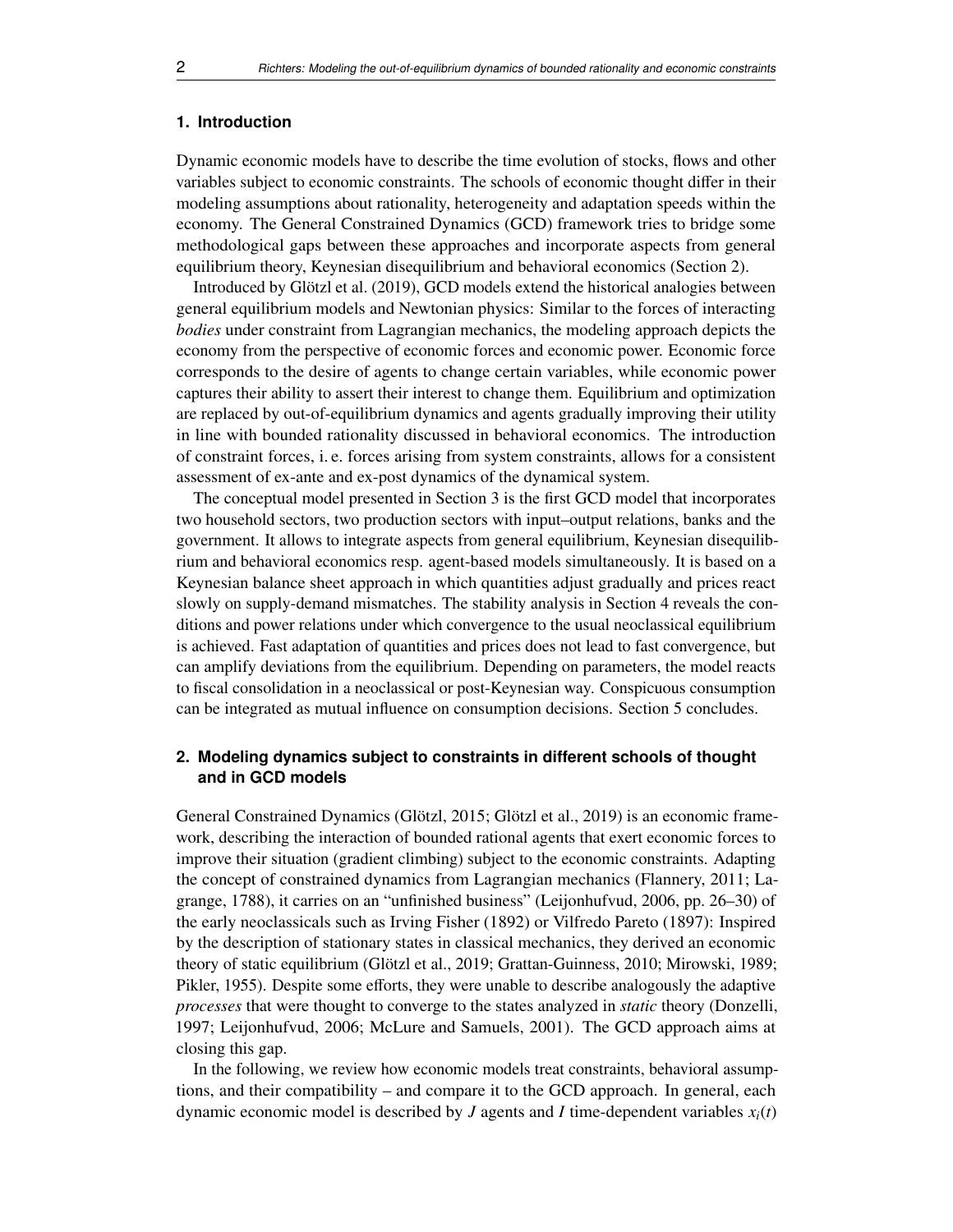## 1. Introduction

Dynamic economic models have to describe the time evolution of stocks, flows and other variables subject to economic constraints. The schools of economic thought differ in their modeling assumptions about rationality, heterogeneity and adaptation speeds within the economy. The General Constrained Dynamics (GCD) framework tries to bridge some methodological gaps between these approaches and incorporate aspects from general equilibrium theory, Keynesian disequilibrium and behavioral economics (Section 2).

Introduced by Glötzl et al. (2019), GCD models extend the historical analogies between general equilibrium models and Newtonian physics: Similar to the forces of interacting *bodies* under constraint from Lagrangian mechanics, the modeling approach depicts the economy from the perspective of economic forces and economic power. Economic force corresponds to the desire of agents to change certain variables, while economic power captures their ability to assert their interest to change them. Equilibrium and optimization are replaced by out-of-equilibrium dynamics and agents gradually improving their utility in line with bounded rationality discussed in behavioral economics. The introduction of constraint forces, i. e. forces arising from system constraints, allows for a consistent assessment of ex-ante and ex-post dynamics of the dynamical system.

The conceptual model presented in Section 3 is the first GCD model that incorporates two household sectors, two production sectors with input–output relations, banks and the government. It allows to integrate aspects from general equilibrium, Keynesian disequilibrium and behavioral economics resp. agent-based models simultaneously. It is based on a Keynesian balance sheet approach in which quantities adjust gradually and prices react slowly on supply-demand mismatches. The stability analysis in Section 4 reveals the conditions and power relations under which convergence to the usual neoclassical equilibrium is achieved. Fast adaptation of quantities and prices does not lead to fast convergence, but can amplify deviations from the equilibrium. Depending on parameters, the model reacts to fiscal consolidation in a neoclassical or post-Keynesian way. Conspicuous consumption can be integrated as mutual influence on consumption decisions. Section 5 concludes.

## 2. Modeling dynamics subject to constraints in different schools of thought and in GCD models

General Constrained Dynamics (Glötzl, 2015; Glötzl et al., 2019) is an economic framework, describing the interaction of bounded rational agents that exert economic forces to improve their situation (gradient climbing) subject to the economic constraints. Adapting the concept of constrained dynamics from Lagrangian mechanics (Flannery, 2011; Lagrange, 1788), it carries on an "unfinished business" (Leijonhufvud, 2006, pp. 26–30) of the early neoclassicals such as Irving Fisher (1892) or Vilfredo Pareto (1897): Inspired by the description of stationary states in classical mechanics, they derived an economic theory of static equilibrium (Glötzl et al., 2019; Grattan-Guinness, 2010; Mirowski, 1989; Pikler, 1955). Despite some efforts, they were unable to describe analogously the adaptive *processes* that were thought to converge to the states analyzed in *static* theory (Donzelli, 1997; Leijonhufvud, 2006; McLure and Samuels, 2001). The GCD approach aims at closing this gap.

In the following, we review how economic models treat constraints, behavioral assumptions, and their compatibility – and compare it to the GCD approach. In general, each dynamic economic model is described by $J$ agents and $I$ time-dependent variables $x_i(t)$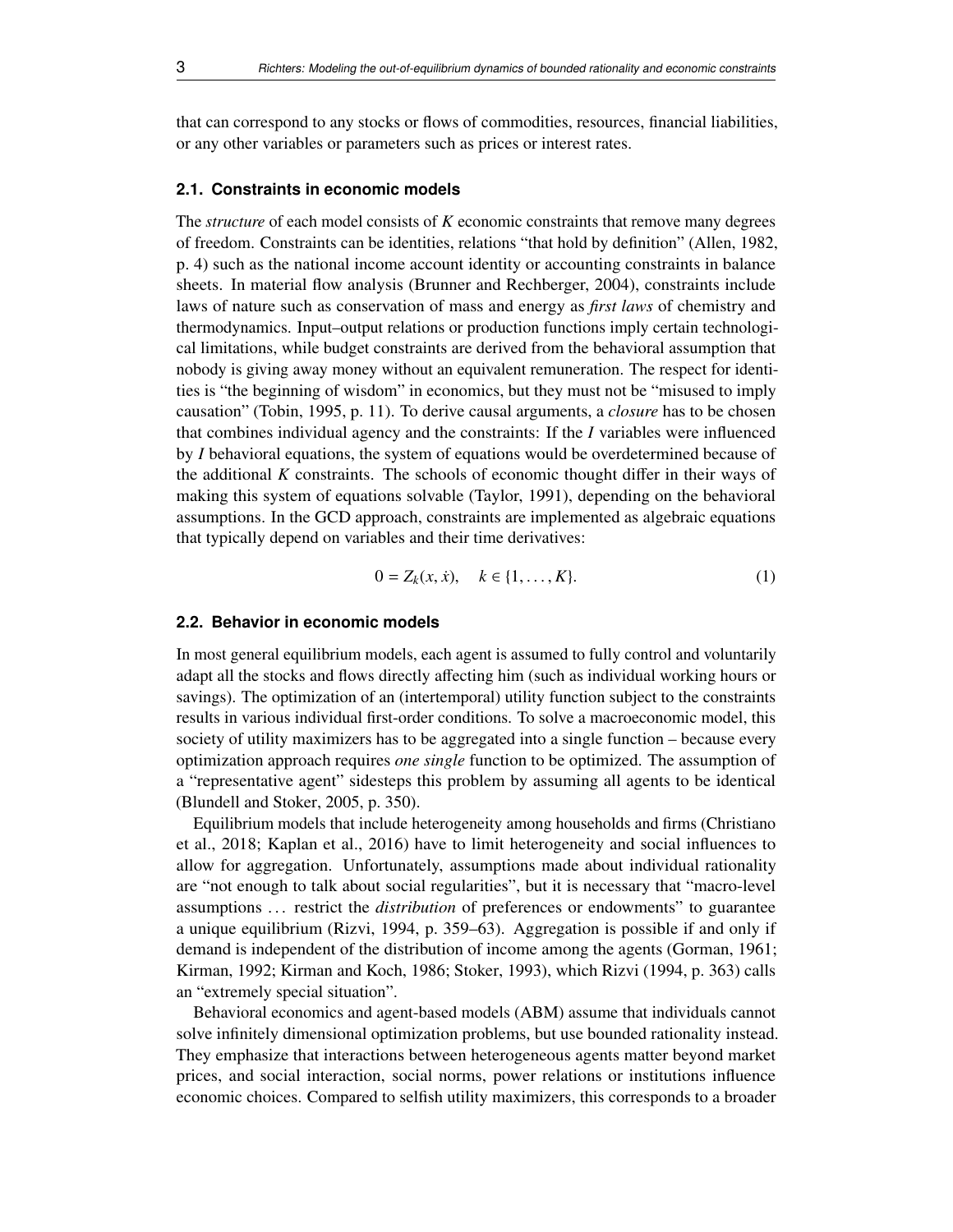that can correspond to any stocks or flows of commodities, resources, financial liabilities, or any other variables or parameters such as prices or interest rates.

### 2.1. Constraints in economic models

The *structure* of each model consists of $K$ economic constraints that remove many degrees of freedom. Constraints can be identities, relations "that hold by definition" (Allen, 1982, p. 4) such as the national income account identity or accounting constraints in balance sheets. In material flow analysis (Brunner and Rechberger, 2004), constraints include laws of nature such as conservation of mass and energy as *first laws* of chemistry and thermodynamics. Input–output relations or production functions imply certain technological limitations, while budget constraints are derived from the behavioral assumption that nobody is giving away money without an equivalent remuneration. The respect for identities is "the beginning of wisdom" in economics, but they must not be "misused to imply causation" (Tobin, 1995, p. 11). To derive causal arguments, a *closure* has to be chosen that combines individual agency and the constraints: If the $I$ variables were influenced by $I$ behavioral equations, the system of equations would be overdetermined because of the additional $K$ constraints. The schools of economic thought differ in their ways of making this system of equations solvable (Taylor, 1991), depending on the behavioral assumptions. In the GCD approach, constraints are implemented as algebraic equations that typically depend on variables and their time derivatives:

$$0 = Z_k(x, \dot{x}), \quad k \in \{1, \ldots, K\}. \tag{1}$$

### 2.2. Behavior in economic models

In most general equilibrium models, each agent is assumed to fully control and voluntarily adapt all the stocks and flows directly affecting him (such as individual working hours or savings). The optimization of an (intertemporal) utility function subject to the constraints results in various individual first-order conditions. To solve a macroeconomic model, this society of utility maximizers has to be aggregated into a single function – because every optimization approach requires *one single* function to be optimized. The assumption of a "representative agent" sidesteps this problem by assuming all agents to be identical (Blundell and Stoker, 2005, p. 350).

Equilibrium models that include heterogeneity among households and firms (Christiano et al., 2018; Kaplan et al., 2016) have to limit heterogeneity and social influences to allow for aggregation. Unfortunately, assumptions made about individual rationality are "not enough to talk about social regularities", but it is necessary that "macro-level assumptions … restrict the *distribution* of preferences or endowments" to guarantee a unique equilibrium (Rizvi, 1994, p. 359–63). Aggregation is possible if and only if demand is independent of the distribution of income among the agents (Gorman, 1961; Kirman, 1992; Kirman and Koch, 1986; Stoker, 1993), which Rizvi (1994, p. 363) calls an "extremely special situation".

Behavioral economics and agent-based models (ABM) assume that individuals cannot solve infinitely dimensional optimization problems, but use bounded rationality instead. They emphasize that interactions between heterogeneous agents matter beyond market prices, and social interaction, social norms, power relations or institutions influence economic choices. Compared to selfish utility maximizers, this corresponds to a broader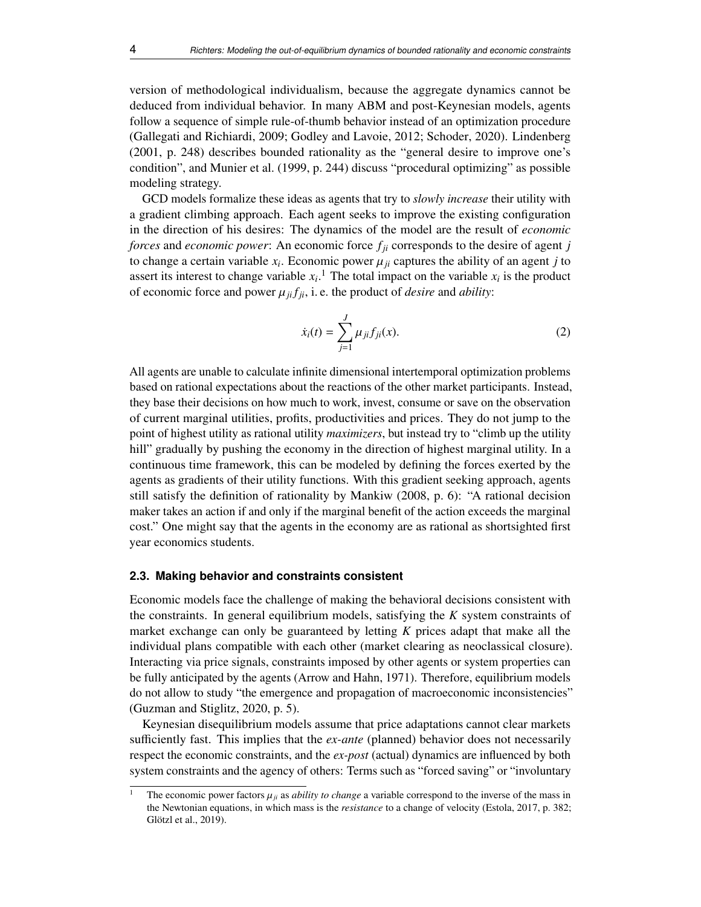version of methodological individualism, because the aggregate dynamics cannot be deduced from individual behavior. In many ABM and post-Keynesian models, agents follow a sequence of simple rule-of-thumb behavior instead of an optimization procedure (Gallegati and Richiardi, 2009; Godley and Lavoie, 2012; Schoder, 2020). Lindenberg (2001, p. 248) describes bounded rationality as the "general desire to improve one's condition", and Munier et al. (1999, p. 244) discuss "procedural optimizing" as possible modeling strategy.

GCD models formalize these ideas as agents that try to *slowly increase* their utility with a gradient climbing approach. Each agent seeks to improve the existing configuration in the direction of his desires: The dynamics of the model are the result of *economic forces* and *economic power*: An economic force $f_{ji}$ corresponds to the desire of agent $j$ to change a certain variable $x_i$. Economic power $\mu_{ji}$ captures the ability of an agent $j$ to assert its interest to change variable $x_i$.[1] The total impact on the variable $x_i$ is the product of economic force and power $\mu_{ji} f_{ji}$, i. e. the product of *desire* and *ability*:

$$\dot{x}_i(t) = \sum_{j=1}^{J} \mu_{ji} f_{ji}(x). \tag{2}$$

All agents are unable to calculate infinite dimensional intertemporal optimization problems based on rational expectations about the reactions of the other market participants. Instead, they base their decisions on how much to work, invest, consume or save on the observation of current marginal utilities, profits, productivities and prices. They do not jump to the point of highest utility as rational utility *maximizers*, but instead try to "climb up the utility hill" gradually by pushing the economy in the direction of highest marginal utility. In a continuous time framework, this can be modeled by defining the forces exerted by the agents as gradients of their utility functions. With this gradient seeking approach, agents still satisfy the definition of rationality by Mankiw (2008, p. 6): "A rational decision maker takes an action if and only if the marginal benefit of the action exceeds the marginal cost." One might say that the agents in the economy are as rational as shortsighted first year economics students.

### 2.3. Making behavior and constraints consistent

Economic models face the challenge of making the behavioral decisions consistent with the constraints. In general equilibrium models, satisfying the $K$ system constraints of market exchange can only be guaranteed by letting $K$ prices adapt that make all the individual plans compatible with each other (market clearing as neoclassical closure). Interacting via price signals, constraints imposed by other agents or system properties can be fully anticipated by the agents (Arrow and Hahn, 1971). Therefore, equilibrium models do not allow to study "the emergence and propagation of macroeconomic inconsistencies" (Guzman and Stiglitz, 2020, p. 5).

Keynesian disequilibrium models assume that price adaptations cannot clear markets sufficiently fast. This implies that the *ex-ante* (planned) behavior does not necessarily respect the economic constraints, and the *ex-post* (actual) dynamics are influenced by both system constraints and the agency of others: Terms such as "forced saving" or "involuntary

---

[1] The economic power factors $\mu_{ji}$ as *ability to change* a variable correspond to the inverse of the mass in the Newtonian equations, in which mass is the *resistance* to a change of velocity (Estola, 2017, p. 382; Glötzl et al., 2019).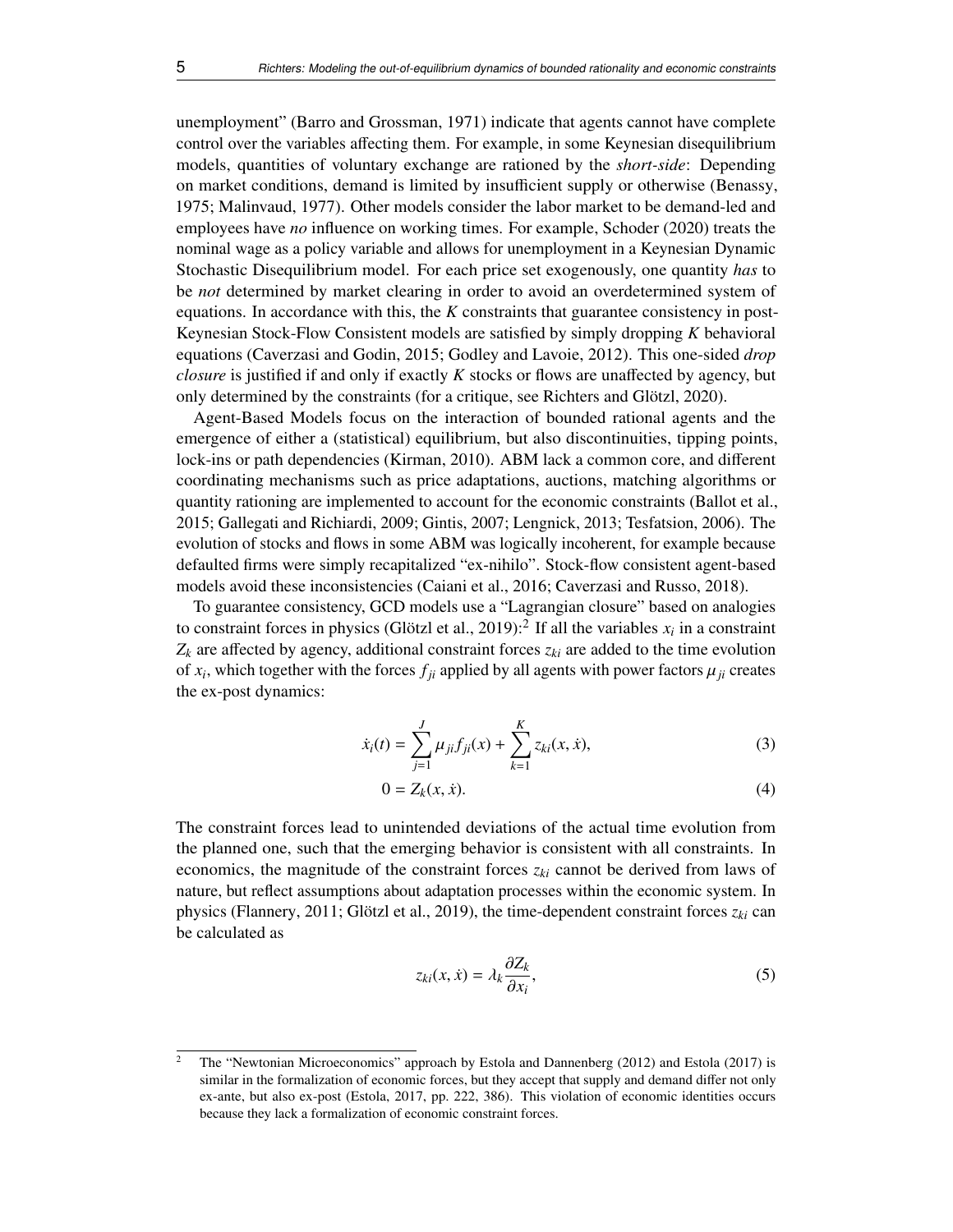unemployment" (Barro and Grossman, 1971) indicate that agents cannot have complete control over the variables affecting them. For example, in some Keynesian disequilibrium models, quantities of voluntary exchange are rationed by the *short-side*: Depending on market conditions, demand is limited by insufficient supply or otherwise (Benassy, 1975; Malinvaud, 1977). Other models consider the labor market to be demand-led and employees have *no* influence on working times. For example, Schoder (2020) treats the nominal wage as a policy variable and allows for unemployment in a Keynesian Dynamic Stochastic Disequilibrium model. For each price set exogenously, one quantity *has* to be *not* determined by market clearing in order to avoid an overdetermined system of equations. In accordance with this, the $K$ constraints that guarantee consistency in post-Keynesian Stock-Flow Consistent models are satisfied by simply dropping $K$ behavioral equations (Caverzasi and Godin, 2015; Godley and Lavoie, 2012). This one-sided *drop closure* is justified if and only if exactly $K$ stocks or flows are unaffected by agency, but only determined by the constraints (for a critique, see Richters and Glötzl, 2020).

Agent-Based Models focus on the interaction of bounded rational agents and the emergence of either a (statistical) equilibrium, but also discontinuities, tipping points, lock-ins or path dependencies (Kirman, 2010). ABM lack a common core, and different coordinating mechanisms such as price adaptations, auctions, matching algorithms or quantity rationing are implemented to account for the economic constraints (Ballot et al., 2015; Gallegati and Richiardi, 2009; Gintis, 2007; Lengnick, 2013; Tesfatsion, 2006). The evolution of stocks and flows in some ABM was logically incoherent, for example because defaulted firms were simply recapitalized "ex-nihilo". Stock-flow consistent agent-based models avoid these inconsistencies (Caiani et al., 2016; Caverzasi and Russo, 2018).

To guarantee consistency, GCD models use a "Lagrangian closure" based on analogies to constraint forces in physics (Glötzl et al., 2019):[2] If all the variables $x_i$ in a constraint $Z_k$ are affected by agency, additional constraint forces $z_{ki}$ are added to the time evolution of $x_i$, which together with the forces $f_{ji}$ applied by all agents with power factors $\mu_{ji}$ creates the ex-post dynamics:

$$\dot{x}_i(t) = \sum_{j=1}^{J} \mu_{ji} f_{ji}(x) + \sum_{k=1}^{K} z_{ki}(x, \dot{x}), \tag{3}$$

$$0 = Z_k(x, \dot{x}). \tag{4}$$

The constraint forces lead to unintended deviations of the actual time evolution from the planned one, such that the emerging behavior is consistent with all constraints. In economics, the magnitude of the constraint forces $z_{ki}$ cannot be derived from laws of nature, but reflect assumptions about adaptation processes within the economic system. In physics (Flannery, 2011; Glötzl et al., 2019), the time-dependent constraint forces $z_{ki}$ can be calculated as

$$z_{ki}(x, \dot{x}) = \lambda_k \frac{\partial Z_k}{\partial x_i}, \tag{5}$$

[2] The "Newtonian Microeconomics" approach by Estola and Dannenberg (2012) and Estola (2017) is similar in the formalization of economic forces, but they accept that supply and demand differ not only ex-ante, but also ex-post (Estola, 2017, pp. 222, 386). This violation of economic identities occurs because they lack a formalization of economic constraint forces.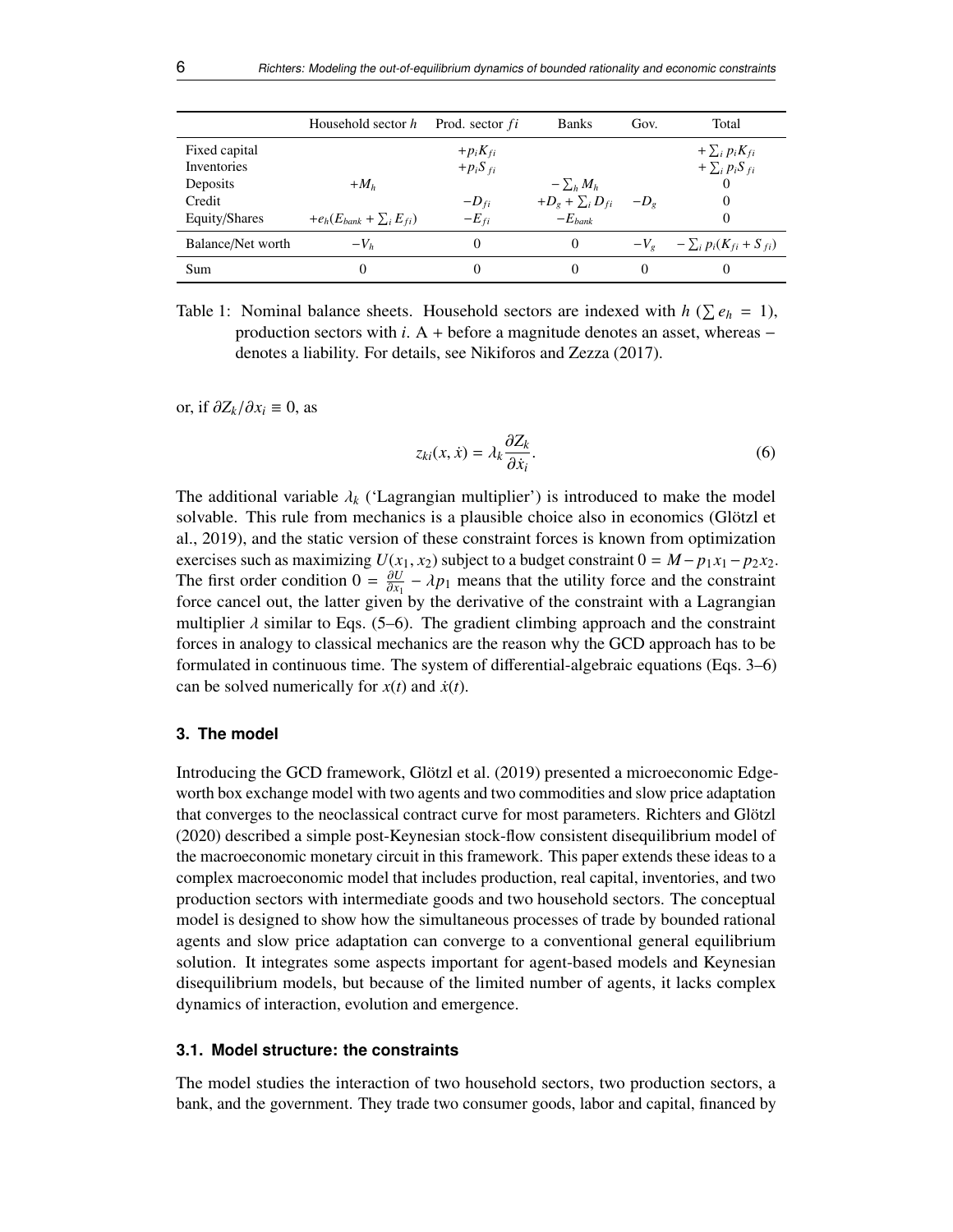| | Household sector $h$ | Prod. sector $fi$ | Banks | Gov. | Total |
|---|---|---|---|---|---|
| Fixed capital | | $+p_i K_{fi}$ | | | $+\sum_i p_i K_{fi}$ |
| Inventories | | $+p_i S_{fi}$ | | | $+\sum_i p_i S_{fi}$ |
| Deposits | $+M_h$ | | $-\sum_h M_h$ | | 0 |
| Credit | | $-D_{fi}$ | $+D_g + \sum_i D_{fi}$ | $-D_g$ | 0 |
| Equity/Shares | $+e_h(E_{bank} + \sum_i E_{fi})$ | $-E_{fi}$ | $-E_{bank}$ | | 0 |
| Balance/Net worth | $-V_h$ | 0 | 0 | $-V_g$ | $-\sum_i p_i(K_{fi} + S_{fi})$ |
| Sum | 0 | 0 | 0 | 0 | 0 |

Table 1: Nominal balance sheets. Household sectors are indexed with $h$ ($\sum e_h = 1$), production sectors with $i$. A + before a magnitude denotes an asset, whereas − denotes a liability. For details, see Nikiforos and Zezza (2017).

or, if $\partial Z_k / \partial x_i \equiv 0$, as

$$z_{ki}(x, \dot{x}) = \lambda_k \frac{\partial Z_k}{\partial \dot{x}_i}. \tag{6}$$

The additional variable $\lambda_k$ ('Lagrangian multiplier') is introduced to make the model solvable. This rule from mechanics is a plausible choice also in economics (Glötzl et al., 2019), and the static version of these constraint forces is known from optimization exercises such as maximizing $U(x_1, x_2)$ subject to a budget constraint $0 = M - p_1 x_1 - p_2 x_2$. The first order condition $0 = \frac{\partial U}{\partial x_1} - \lambda p_1$ means that the utility force and the constraint force cancel out, the latter given by the derivative of the constraint with a Lagrangian multiplier $\lambda$ similar to Eqs. (5–6). The gradient climbing approach and the constraint forces in analogy to classical mechanics are the reason why the GCD approach has to be formulated in continuous time. The system of differential-algebraic equations (Eqs. 3–6) can be solved numerically for $x(t)$ and $\dot{x}(t)$.

## 3. The model

Introducing the GCD framework, Glötzl et al. (2019) presented a microeconomic Edgeworth box exchange model with two agents and two commodities and slow price adaptation that converges to the neoclassical contract curve for most parameters. Richters and Glötzl (2020) described a simple post-Keynesian stock-flow consistent disequilibrium model of the macroeconomic monetary circuit in this framework. This paper extends these ideas to a complex macroeconomic model that includes production, real capital, inventories, and two production sectors with intermediate goods and two household sectors. The conceptual model is designed to show how the simultaneous processes of trade by bounded rational agents and slow price adaptation can converge to a conventional general equilibrium solution. It integrates some aspects important for agent-based models and Keynesian disequilibrium models, but because of the limited number of agents, it lacks complex dynamics of interaction, evolution and emergence.

### 3.1. Model structure: the constraints

The model studies the interaction of two household sectors, two production sectors, a bank, and the government. They trade two consumer goods, labor and capital, financed by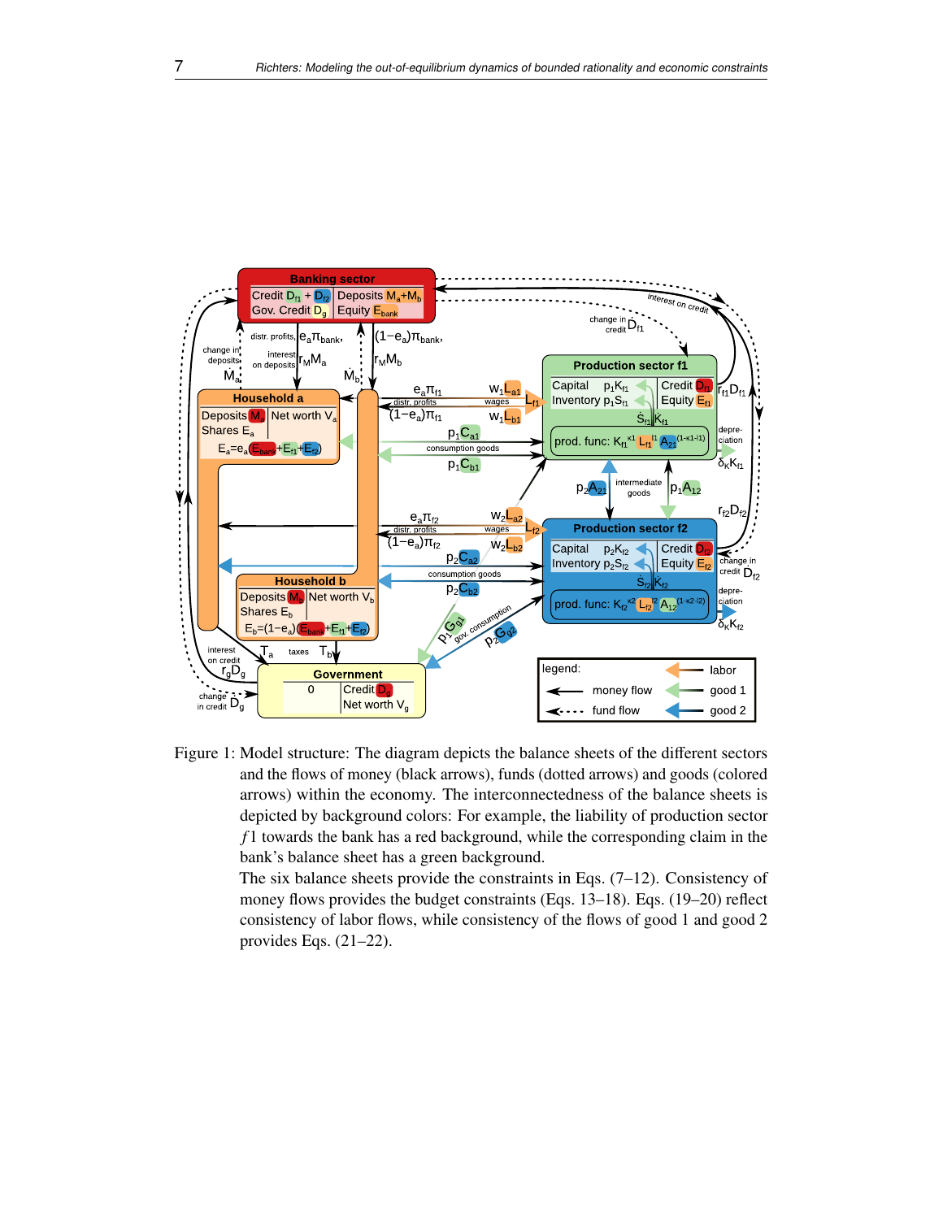Figure 1: Model structure: The diagram depicts the balance sheets of the different sectors and the flows of money (black arrows), funds (dotted arrows) and goods (colored arrows) within the economy. The interconnectedness of the balance sheets is depicted by background colors: For example, the liability of production sector $f1$ towards the bank has a red background, while the corresponding claim in the bank's balance sheet has a green background.

The six balance sheets provide the constraints in Eqs. (7–12). Consistency of money flows provides the budget constraints (Eqs. 13–18). Eqs. (19–20) reflect consistency of labor flows, while consistency of the flows of good 1 and good 2 provides Eqs. (21–22).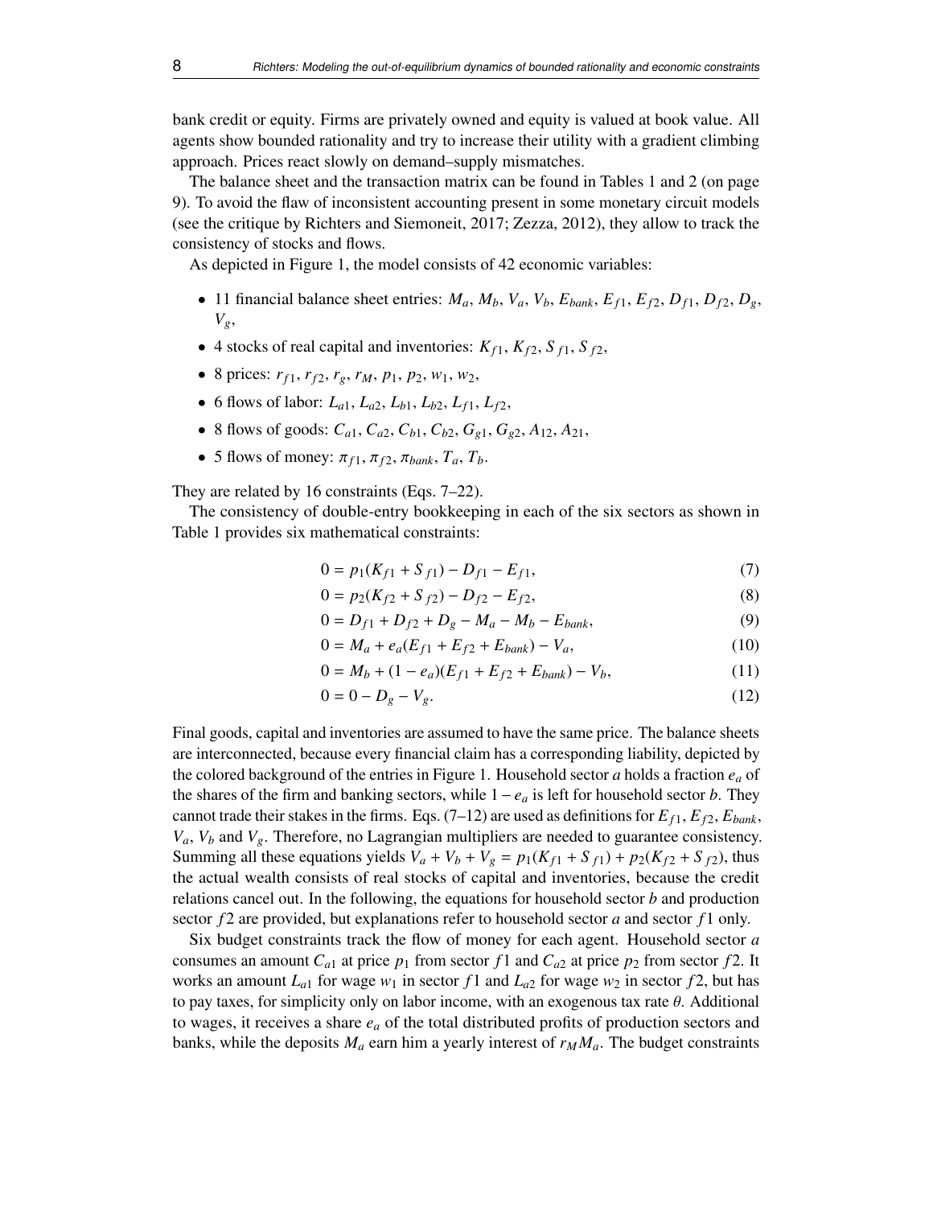bank credit or equity. Firms are privately owned and equity is valued at book value. All agents show bounded rationality and try to increase their utility with a gradient climbing approach. Prices react slowly on demand–supply mismatches.

The balance sheet and the transaction matrix can be found in Tables 1 and 2 (on page 9). To avoid the flaw of inconsistent accounting present in some monetary circuit models (see the critique by Richters and Siemoneit, 2017; Zezza, 2012), they allow to track the consistency of stocks and flows.

As depicted in Figure 1, the model consists of 42 economic variables:

- 11 financial balance sheet entries: $M_a$, $M_b$, $V_a$, $V_b$, $E_{bank}$, $E_{f1}$, $E_{f2}$, $D_{f1}$, $D_{f2}$, $D_g$, $V_g$,
- 4 stocks of real capital and inventories: $K_{f1}$, $K_{f2}$, $S_{f1}$, $S_{f2}$,
- 8 prices: $r_{f1}$, $r_{f2}$, $r_g$, $r_M$, $p_1$, $p_2$, $w_1$, $w_2$,
- 6 flows of labor: $L_{a1}$, $L_{a2}$, $L_{b1}$, $L_{b2}$, $L_{f1}$, $L_{f2}$,
- 8 flows of goods: $C_{a1}$, $C_{a2}$, $C_{b1}$, $C_{b2}$, $G_{g1}$, $G_{g2}$, $A_{12}$, $A_{21}$,
- 5 flows of money: $\pi_{f1}$, $\pi_{f2}$, $\pi_{bank}$, $T_a$, $T_b$.

They are related by 16 constraints (Eqs. 7–22).

The consistency of double-entry bookkeeping in each of the six sectors as shown in Table 1 provides six mathematical constraints:

$$0 = p_1(K_{f1} + S_{f1}) - D_{f1} - E_{f1}, \tag{7}$$

$$0 = p_2(K_{f2} + S_{f2}) - D_{f2} - E_{f2}, \tag{8}$$

$$0 = D_{f1} + D_{f2} + D_g - M_a - M_b - E_{bank}, \tag{9}$$

$$0 = M_a + e_a(E_{f1} + E_{f2} + E_{bank}) - V_a, \tag{10}$$

$$0 = M_b + (1 - e_a)(E_{f1} + E_{f2} + E_{bank}) - V_b, \tag{11}$$

$$0 = 0 - D_g - V_g. \tag{12}$$

Final goods, capital and inventories are assumed to have the same price. The balance sheets are interconnected, because every financial claim has a corresponding liability, depicted by the colored background of the entries in Figure 1. Household sector $a$ holds a fraction $e_a$ of the shares of the firm and banking sectors, while $1 - e_a$ is left for household sector $b$. They cannot trade their stakes in the firms. Eqs. (7–12) are used as definitions for $E_{f1}$, $E_{f2}$, $E_{bank}$, $V_a$, $V_b$ and $V_g$. Therefore, no Lagrangian multipliers are needed to guarantee consistency. Summing all these equations yields $V_a + V_b + V_g = p_1(K_{f1} + S_{f1}) + p_2(K_{f2} + S_{f2})$, thus the actual wealth consists of real stocks of capital and inventories, because the credit relations cancel out. In the following, the equations for household sector $b$ and production sector $f2$ are provided, but explanations refer to household sector $a$ and sector $f1$ only.

Six budget constraints track the flow of money for each agent. Household sector $a$ consumes an amount $C_{a1}$ at price $p_1$ from sector $f1$ and $C_{a2}$ at price $p_2$ from sector $f2$. It works an amount $L_{a1}$ for wage $w_1$ in sector $f1$ and $L_{a2}$ for wage $w_2$ in sector $f2$, but has to pay taxes, for simplicity only on labor income, with an exogenous tax rate $\theta$. Additional to wages, it receives a share $e_a$ of the total distributed profits of production sectors and banks, while the deposits $M_a$ earn him a yearly interest of $r_M M_a$. The budget constraints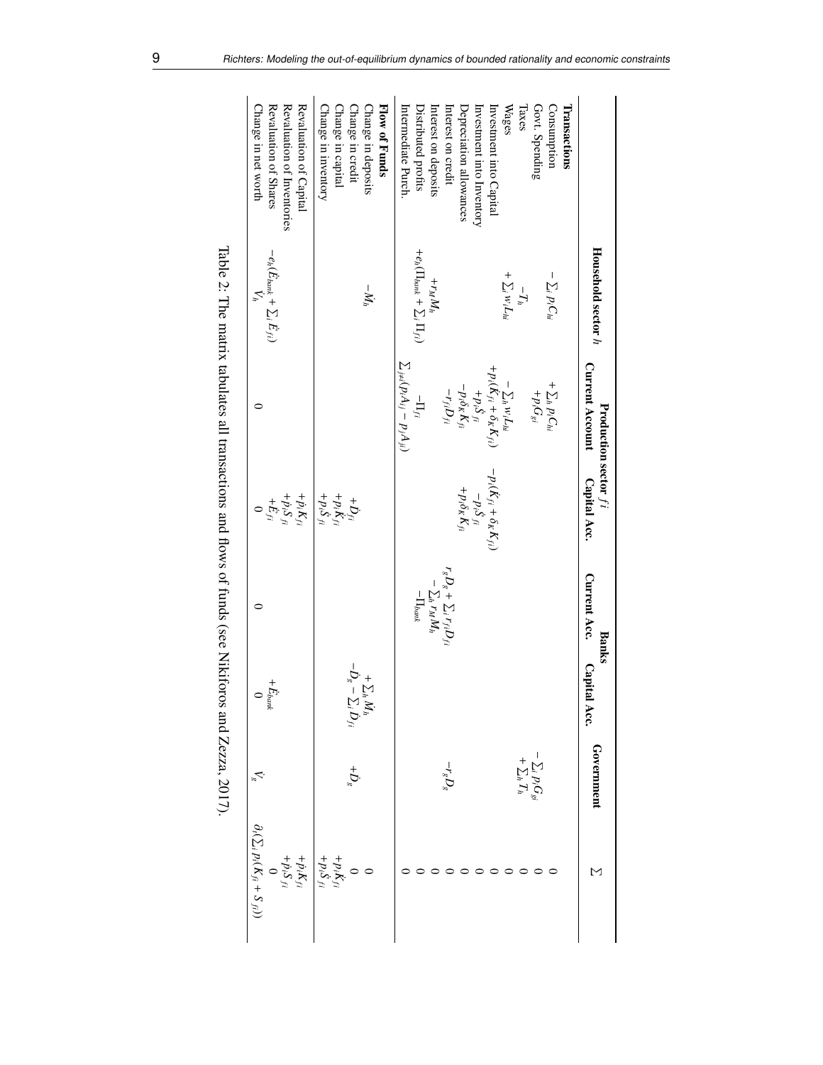|  | Household sector $h$ | Production sector $fi$ |  | Banks |  | Government | $\Sigma$ |
|---|---|---|---|---|---|---|---|
|  |  | Current Account | Capital Acc. | Current Acc. | Capital Acc. |  |  |
| **Transactions** |  |  |  |  |  |  |  |
| Consumption | $-\sum_i p_i C_{hi}$ | $+\sum_h p_i C_{hi}$ |  |  |  |  | 0 |
| Govt. Spending |  | $+p_i G_{gi}$ |  |  |  | $-\sum_i p_i G_{gi}$ | 0 |
| Taxes | $-T_h$ |  |  |  |  | $+\sum_h T_h$ | 0 |
| Wages | $+\sum_i w_i L_{hi}$ | $-\sum_h w_i L_{hi}$ |  |  |  |  | 0 |
| Investment into Capital |  | $+p_i(\dot{K}_{fi} + \delta_K K_{fi})$ | $-p_i(\dot{K}_{fi} + \delta_K K_{fi})$ |  |  |  | 0 |
| Investment into Inventory |  | $+p_i \dot{S}_{fi}$ | $-p_i \dot{S}_{fi}$ |  |  |  | 0 |
| Depreciation allowances |  | $-p_i \delta_K K_{fi}$ | $+p_i \delta_K K_{fi}$ |  |  |  | 0 |
| Interest on credit |  | $-r_{fi} D_{fi}$ |  | $r_g D_g + \sum_i r_{fi} D_{fi}$ |  | $-r_g D_g$ | 0 |
| Interest on deposits | $+r_M M_h$ |  |  | $-\sum_h r_M M_h$ |  |  | 0 |
| Distributed profits | $+e_h(\Pi_{bank} + \sum_i \Pi_{fi})$ | $-\Pi_{fi}$ |  | $-\Pi_{bank}$ |  |  | 0 |
| Intermediate Purch. |  | $\sum_{j\neq i}(p_i A_{ij} - p_j A_{ji})$ |  |  |  |  | 0 |
| **Flow of Funds** |  |  |  |  |  |  |  |
| Change in deposits | $-\dot{M}_h$ |  |  |  | $+\sum_h \dot{M}_h$ |  | 0 |
| Change in credit |  |  | $+\dot{D}_{fi}$ |  | $-\dot{D}_g - \sum_i \dot{D}_{fi}$ | $+\dot{D}_g$ | 0 |
| Change in capital |  |  | $+p_i \dot{K}_{fi}$ |  |  |  | $+p_i \dot{K}_{fi}$ |
| Change in inventory |  |  | $+p_i \dot{S}_{fi}$ |  |  |  | $+p_i \dot{S}_{fi}$ |
| Revaluation of Capital |  |  | $+\dot{p}_i K_{fi}$ |  |  |  | $+\dot{p}_i K_{fi}$ |
| Revaluation of Inventories |  |  | $+\dot{p}_i S_{fi}$ |  |  |  | $+\dot{p}_i S_{fi}$ |
| Revaluation of Shares | $-e_h(\dot{E}_{bank} + \sum_i \dot{E}_{fi})$ |  | $+\dot{E}_{fi}$ |  | $+\dot{E}_{bank}$ |  | 0 |
| Change in net worth | $\dot{V}_h$ | 0 | 0 | 0 | 0 | $\dot{V}_g$ | $\partial_t(\sum_i p_i(K_{fi} + S_{fi}))$ |

Table 2: The matrix tabulates all transactions and flows of funds (see Nikiforos and Zezza, 2017).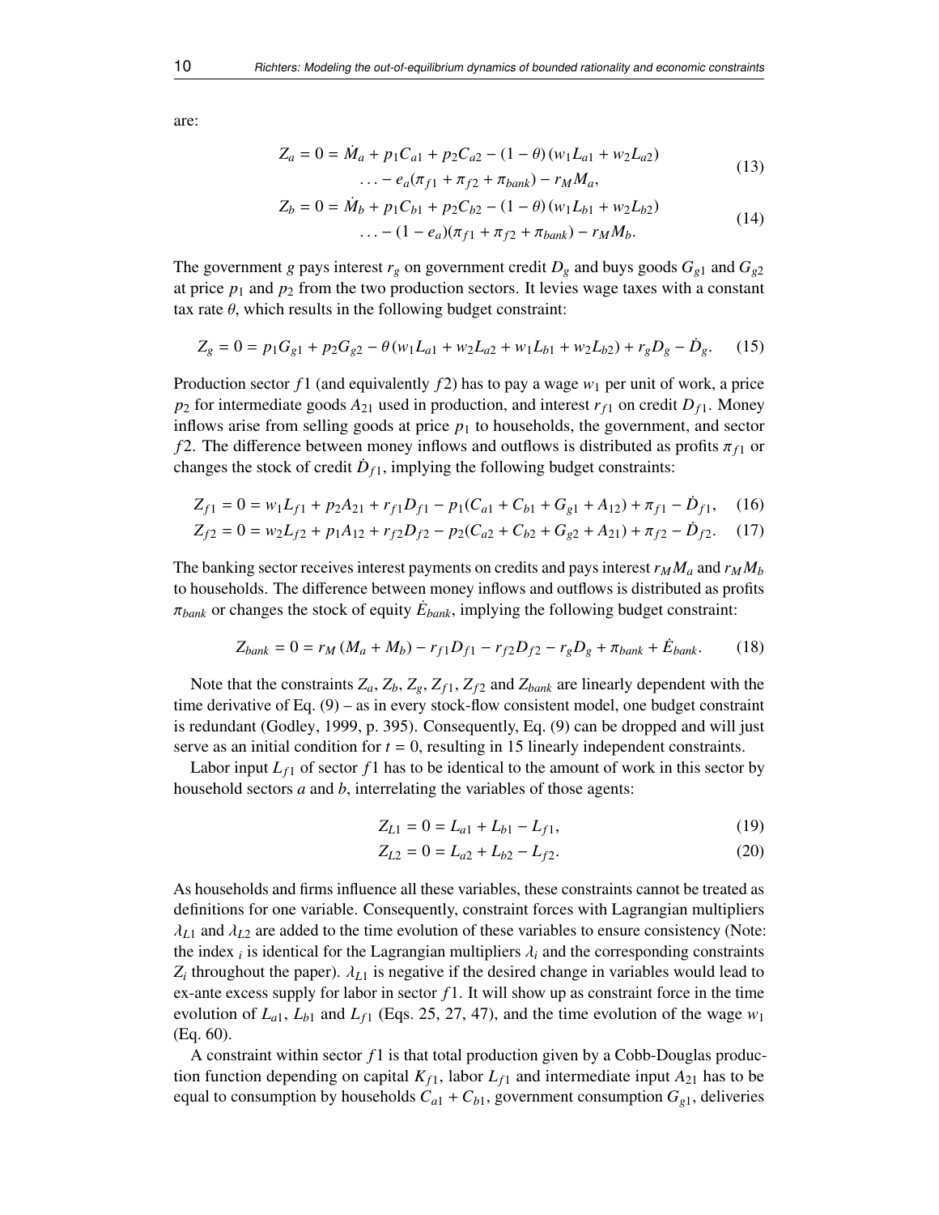are:

$$
\begin{aligned}
Z_a = 0 = \dot{M}_a + p_1 C_{a1} + p_2 C_{a2} - (1-\theta)(w_1 L_{a1} + w_2 L_{a2}) \\
\ldots - e_a(\pi_{f1} + \pi_{f2} + \pi_{bank}) - r_M M_a,
\end{aligned}
\tag{13}
$$

$$
\begin{aligned}
Z_b = 0 = \dot{M}_b + p_1 C_{b1} + p_2 C_{b2} - (1-\theta)(w_1 L_{b1} + w_2 L_{b2}) \\
\ldots - (1-e_a)(\pi_{f1} + \pi_{f2} + \pi_{bank}) - r_M M_b.
\end{aligned}
\tag{14}
$$

The government $g$ pays interest $r_g$ on government credit $D_g$ and buys goods $G_{g1}$ and $G_{g2}$ at price $p_1$ and $p_2$ from the two production sectors. It levies wage taxes with a constant tax rate $\theta$, which results in the following budget constraint:

$$
Z_g = 0 = p_1 G_{g1} + p_2 G_{g2} - \theta(w_1 L_{a1} + w_2 L_{a2} + w_1 L_{b1} + w_2 L_{b2}) + r_g D_g - \dot{D}_g. \tag{15}
$$

Production sector $f1$ (and equivalently $f2$) has to pay a wage $w_1$ per unit of work, a price $p_2$ for intermediate goods $A_{21}$ used in production, and interest $r_{f1}$ on credit $D_{f1}$. Money inflows arise from selling goods at price $p_1$ to households, the government, and sector $f2$. The difference between money inflows and outflows is distributed as profits $\pi_{f1}$ or changes the stock of credit $\dot{D}_{f1}$, implying the following budget constraints:

$$
Z_{f1} = 0 = w_1 L_{f1} + p_2 A_{21} + r_{f1} D_{f1} - p_1(C_{a1} + C_{b1} + G_{g1} + A_{12}) + \pi_{f1} - \dot{D}_{f1}, \tag{16}
$$

$$
Z_{f2} = 0 = w_2 L_{f2} + p_1 A_{12} + r_{f2} D_{f2} - p_2(C_{a2} + C_{b2} + G_{g2} + A_{21}) + \pi_{f2} - \dot{D}_{f2}. \tag{17}
$$

The banking sector receives interest payments on credits and pays interest $r_M M_a$ and $r_M M_b$ to households. The difference between money inflows and outflows is distributed as profits $\pi_{bank}$ or changes the stock of equity $\dot{E}_{bank}$, implying the following budget constraint:

$$
Z_{bank} = 0 = r_M(M_a + M_b) - r_{f1} D_{f1} - r_{f2} D_{f2} - r_g D_g + \pi_{bank} + \dot{E}_{bank}. \tag{18}
$$

Note that the constraints $Z_a$, $Z_b$, $Z_g$, $Z_{f1}$, $Z_{f2}$ and $Z_{bank}$ are linearly dependent with the time derivative of Eq. (9) – as in every stock-flow consistent model, one budget constraint is redundant (Godley, 1999, p. 395). Consequently, Eq. (9) can be dropped and will just serve as an initial condition for $t = 0$, resulting in 15 linearly independent constraints.

Labor input $L_{f1}$ of sector $f1$ has to be identical to the amount of work in this sector by household sectors $a$ and $b$, interrelating the variables of those agents:

$$
Z_{L1} = 0 = L_{a1} + L_{b1} - L_{f1}, \tag{19}
$$

$$
Z_{L2} = 0 = L_{a2} + L_{b2} - L_{f2}. \tag{20}
$$

As households and firms influence all these variables, these constraints cannot be treated as definitions for one variable. Consequently, constraint forces with Lagrangian multipliers $\lambda_{L1}$ and $\lambda_{L2}$ are added to the time evolution of these variables to ensure consistency (Note: the index $_i$ is identical for the Lagrangian multipliers $\lambda_i$ and the corresponding constraints $Z_i$ throughout the paper). $\lambda_{L1}$ is negative if the desired change in variables would lead to ex-ante excess supply for labor in sector $f1$. It will show up as constraint force in the time evolution of $L_{a1}$, $L_{b1}$ and $L_{f1}$ (Eqs. 25, 27, 47), and the time evolution of the wage $w_1$ (Eq. 60).

A constraint within sector $f1$ is that total production given by a Cobb-Douglas production function depending on capital $K_{f1}$, labor $L_{f1}$ and intermediate input $A_{21}$ has to be equal to consumption by households $C_{a1} + C_{b1}$, government consumption $G_{g1}$, deliveries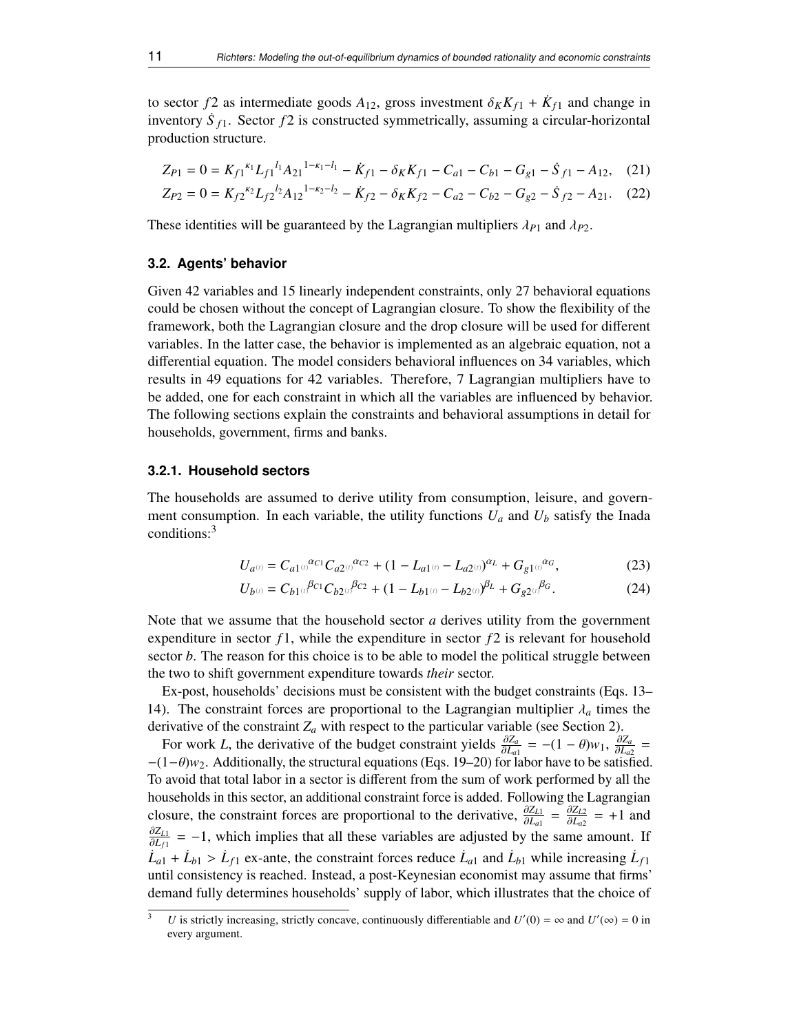to sector $f2$ as intermediate goods $A_{12}$, gross investment $\delta_K K_{f1} + \dot{K}_{f1}$ and change in inventory $\dot{S}_{f1}$. Sector $f2$ is constructed symmetrically, assuming a circular-horizontal production structure.

$$Z_{P1} = 0 = K_{f1}{}^{\kappa_1} L_{f1}{}^{l_1} A_{21}{}^{1-\kappa_1-l_1} - \dot{K}_{f1} - \delta_K K_{f1} - C_{a1} - C_{b1} - G_{g1} - \dot{S}_{f1} - A_{12}, \quad (21)$$

$$Z_{P2} = 0 = K_{f2}{}^{\kappa_2} L_{f2}{}^{l_2} A_{12}{}^{1-\kappa_2-l_2} - \dot{K}_{f2} - \delta_K K_{f2} - C_{a2} - C_{b2} - G_{g2} - \dot{S}_{f2} - A_{21}. \quad (22)$$

These identities will be guaranteed by the Lagrangian multipliers $\lambda_{P1}$ and $\lambda_{P2}$.

### 3.2. Agents' behavior

Given 42 variables and 15 linearly independent constraints, only 27 behavioral equations could be chosen without the concept of Lagrangian closure. To show the flexibility of the framework, both the Lagrangian closure and the drop closure will be used for different variables. In the latter case, the behavior is implemented as an algebraic equation, not a differential equation. The model considers behavioral influences on 34 variables, which results in 49 equations for 42 variables. Therefore, 7 Lagrangian multipliers have to be added, one for each constraint in which all the variables are influenced by behavior. The following sections explain the constraints and behavioral assumptions in detail for households, government, firms and banks.

#### 3.2.1. Household sectors

The households are assumed to derive utility from consumption, leisure, and government consumption. In each variable, the utility functions $U_a$ and $U_b$ satisfy the Inada conditions:[3]

$$U_{a^{(t)}} = C_{a1^{(t)}}{}^{\alpha_{C1}} C_{a2^{(t)}}{}^{\alpha_{C2}} + (1 - L_{a1^{(t)}} - L_{a2^{(t)}})^{\alpha_L} + G_{g1^{(t)}}{}^{\alpha_G}, \quad (23)$$

$$U_{b^{(t)}} = C_{b1^{(t)}}{}^{\beta_{C1}} C_{b2^{(t)}}{}^{\beta_{C2}} + (1 - L_{b1^{(t)}} - L_{b2^{(t)}})^{\beta_L} + G_{g2^{(t)}}{}^{\beta_G}. \quad (24)$$

Note that we assume that the household sector $a$ derives utility from the government expenditure in sector $f1$, while the expenditure in sector $f2$ is relevant for household sector $b$. The reason for this choice is to be able to model the political struggle between the two to shift government expenditure towards *their* sector.

Ex-post, households' decisions must be consistent with the budget constraints (Eqs. 13–14). The constraint forces are proportional to the Lagrangian multiplier $\lambda_a$ times the derivative of the constraint $Z_a$ with respect to the particular variable (see Section 2).

For work $L$, the derivative of the budget constraint yields $\frac{\partial Z_a}{\partial L_{a1}} = -(1-\theta)w_1$, $\frac{\partial Z_a}{\partial L_{a2}} = -(1-\theta)w_2$. Additionally, the structural equations (Eqs. 19–20) for labor have to be satisfied. To avoid that total labor in a sector is different from the sum of work performed by all the households in this sector, an additional constraint force is added. Following the Lagrangian closure, the constraint forces are proportional to the derivative, $\frac{\partial Z_{L1}}{\partial L_{a1}} = \frac{\partial Z_{L2}}{\partial L_{a2}} = +1$ and $\frac{\partial Z_{L1}}{\partial L_{f1}} = -1$, which implies that all these variables are adjusted by the same amount. If $\dot{L}_{a1} + \dot{L}_{b1} > \dot{L}_{f1}$ ex-ante, the constraint forces reduce $\dot{L}_{a1}$ and $\dot{L}_{b1}$ while increasing $\dot{L}_{f1}$ until consistency is reached. Instead, a post-Keynesian economist may assume that firms' demand fully determines households' supply of labor, which illustrates that the choice of

[3] $U$ is strictly increasing, strictly concave, continuously differentiable and $U'(0) = \infty$ and $U'(\infty) = 0$ in every argument.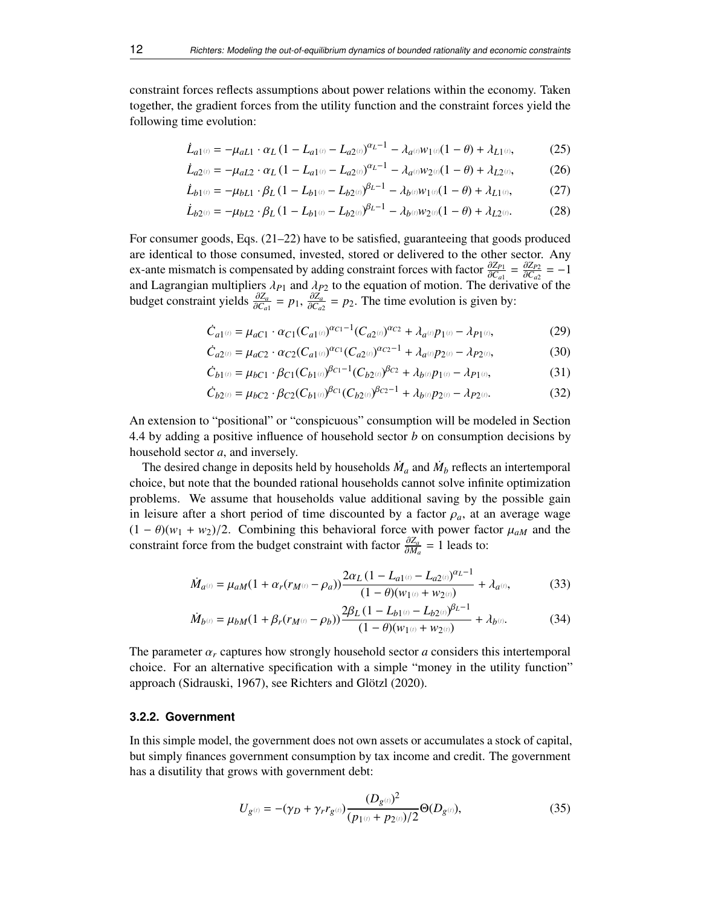constraint forces reflects assumptions about power relations within the economy. Taken together, the gradient forces from the utility function and the constraint forces yield the following time evolution:

$$\dot{L}_{a1(t)} = -\mu_{aL1} \cdot \alpha_L \left(1 - L_{a1(t)} - L_{a2(t)}\right)^{\alpha_L - 1} - \lambda_{a(t)} w_{1(t)} (1-\theta) + \lambda_{L1(t)}, \tag{25}$$

$$\dot{L}_{a2(t)} = -\mu_{aL2} \cdot \alpha_L \left(1 - L_{a1(t)} - L_{a2(t)}\right)^{\alpha_L - 1} - \lambda_{a(t)} w_{2(t)} (1-\theta) + \lambda_{L2(t)}, \tag{26}$$

$$\dot{L}_{b1(t)} = -\mu_{bL1} \cdot \beta_L \left(1 - L_{b1(t)} - L_{b2(t)}\right)^{\beta_L - 1} - \lambda_{b(t)} w_{1(t)} (1-\theta) + \lambda_{L1(t)}, \tag{27}$$

$$\dot{L}_{b2(t)} = -\mu_{bL2} \cdot \beta_L \left(1 - L_{b1(t)} - L_{b2(t)}\right)^{\beta_L - 1} - \lambda_{b(t)} w_{2(t)} (1-\theta) + \lambda_{L2(t)}. \tag{28}$$

For consumer goods, Eqs. (21–22) have to be satisfied, guaranteeing that goods produced are identical to those consumed, invested, stored or delivered to the other sector. Any ex-ante mismatch is compensated by adding constraint forces with factor $\frac{\partial Z_{P1}}{\partial C_{a1}} = \frac{\partial Z_{P2}}{\partial C_{a2}} = -1$ and Lagrangian multipliers $\lambda_{P1}$ and $\lambda_{P2}$ to the equation of motion. The derivative of the budget constraint yields $\frac{\partial Z_a}{\partial C_{a1}} = p_1$, $\frac{\partial Z_a}{\partial C_{a2}} = p_2$. The time evolution is given by:

$$\dot{C}_{a1(t)} = \mu_{aC1} \cdot \alpha_{C1} (C_{a1(t)})^{\alpha_{C1}-1} (C_{a2(t)})^{\alpha_{C2}} + \lambda_{a(t)} p_{1(t)} - \lambda_{P1(t)}, \tag{29}$$

$$\dot{C}_{a2(t)} = \mu_{aC2} \cdot \alpha_{C2} (C_{a1(t)})^{\alpha_{C1}} (C_{a2(t)})^{\alpha_{C2}-1} + \lambda_{a(t)} p_{2(t)} - \lambda_{P2(t)}, \tag{30}$$

$$\dot{C}_{b1(t)} = \mu_{bC1} \cdot \beta_{C1} (C_{b1(t)})^{\beta_{C1}-1} (C_{b2(t)})^{\beta_{C2}} + \lambda_{b(t)} p_{1(t)} - \lambda_{P1(t)}, \tag{31}$$

$$\dot{C}_{b2(t)} = \mu_{bC2} \cdot \beta_{C2} (C_{b1(t)})^{\beta_{C1}} (C_{b2(t)})^{\beta_{C2}-1} + \lambda_{b(t)} p_{2(t)} - \lambda_{P2(t)}. \tag{32}$$

An extension to "positional" or "conspicuous" consumption will be modeled in Section 4.4 by adding a positive influence of household sector $b$ on consumption decisions by household sector $a$, and inversely.

The desired change in deposits held by households $\dot{M}_a$ and $\dot{M}_b$ reflects an intertemporal choice, but note that the bounded rational households cannot solve infinite optimization problems. We assume that households value additional saving by the possible gain in leisure after a short period of time discounted by a factor $\rho_a$, at an average wage $(1-\theta)(w_1 + w_2)/2$. Combining this behavioral force with power factor $\mu_{aM}$ and the constraint force from the budget constraint with factor $\frac{\partial Z_a}{\partial M_a} = 1$ leads to:

$$\dot{M}_{a(t)} = \mu_{aM} (1 + \alpha_r (r_{M(t)} - \rho_a)) \frac{2\alpha_L \left(1 - L_{a1(t)} - L_{a2(t)}\right)^{\alpha_L - 1}}{(1-\theta)(w_{1(t)} + w_{2(t)})} + \lambda_{a(t)}, \tag{33}$$

$$\dot{M}_{b(t)} = \mu_{bM} (1 + \beta_r (r_{M(t)} - \rho_b)) \frac{2\beta_L \left(1 - L_{b1(t)} - L_{b2(t)}\right)^{\beta_L - 1}}{(1-\theta)(w_{1(t)} + w_{2(t)})} + \lambda_{b(t)}. \tag{34}$$

The parameter $\alpha_r$ captures how strongly household sector $a$ considers this intertemporal choice. For an alternative specification with a simple "money in the utility function" approach (Sidrauski, 1967), see Richters and Glötzl (2020).

### 3.2.2. Government

In this simple model, the government does not own assets or accumulates a stock of capital, but simply finances government consumption by tax income and credit. The government has a disutility that grows with government debt:

$$U_{g(t)} = -(\gamma_D + \gamma_r r_{g(t)}) \frac{(D_{g(t)})^2}{(p_{1(t)} + p_{2(t)})/2} \Theta(D_{g(t)}), \tag{35}$$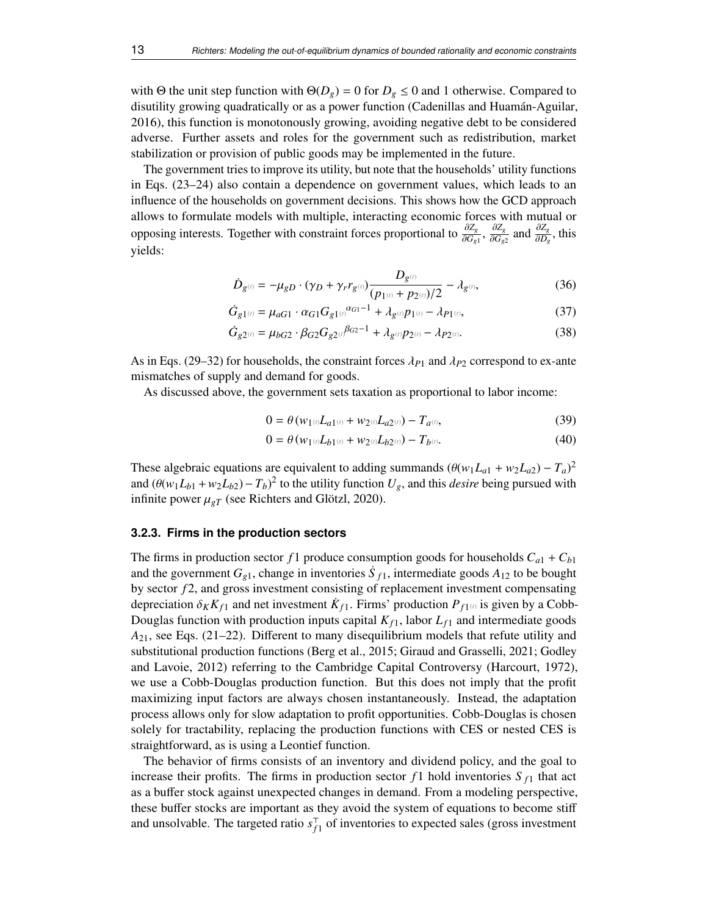with $\Theta$ the unit step function with $\Theta(D_g) = 0$ for $D_g \leq 0$ and 1 otherwise. Compared to disutility growing quadratically or as a power function (Cadenillas and Huamán-Aguilar, 2016), this function is monotonously growing, avoiding negative debt to be considered adverse. Further assets and roles for the government such as redistribution, market stabilization or provision of public goods may be implemented in the future.

The government tries to improve its utility, but note that the households' utility functions in Eqs. (23–24) also contain a dependence on government values, which leads to an influence of the households on government decisions. This shows how the GCD approach allows to formulate models with multiple, interacting economic forces with mutual or opposing interests. Together with constraint forces proportional to $\frac{\partial Z_g}{\partial G_{g1}}$, $\frac{\partial Z_g}{\partial G_{g2}}$ and $\frac{\partial Z_g}{\partial D_g}$, this yields:

$$\dot{D}_{g^{(t)}} = -\mu_{gD} \cdot (\gamma_D + \gamma_r r_{g^{(t)}}) \frac{D_{g^{(t)}}}{(p_{1^{(t)}} + p_{2^{(t)}})/2} - \lambda_{g^{(t)}}, \tag{36}$$

$$\dot{G}_{g1^{(t)}} = \mu_{aG1} \cdot \alpha_{G1} G_{g1^{(t)}}{}^{\alpha_{G1}-1} + \lambda_{g^{(t)}} p_{1^{(t)}} - \lambda_{P1^{(t)}}, \tag{37}$$

$$\dot{G}_{g2^{(t)}} = \mu_{bG2} \cdot \beta_{G2} G_{g2^{(t)}}{}^{\beta_{G2}-1} + \lambda_{g^{(t)}} p_{2^{(t)}} - \lambda_{P2^{(t)}}. \tag{38}$$

As in Eqs. (29–32) for households, the constraint forces $\lambda_{P1}$ and $\lambda_{P2}$ correspond to ex-ante mismatches of supply and demand for goods.

As discussed above, the government sets taxation as proportional to labor income:

$$0 = \theta \left( w_{1^{(t)}} L_{a1^{(t)}} + w_{2^{(t)}} L_{a2^{(t)}} \right) - T_{a^{(t)}}, \tag{39}$$

$$0 = \theta \left( w_{1^{(t)}} L_{b1^{(t)}} + w_{2^{(t)}} L_{b2^{(t)}} \right) - T_{b^{(t)}}. \tag{40}$$

These algebraic equations are equivalent to adding summands $(\theta(w_1 L_{a1} + w_2 L_{a2}) - T_a)^2$ and $(\theta(w_1 L_{b1} + w_2 L_{b2}) - T_b)^2$ to the utility function $U_g$, and this *desire* being pursued with infinite power $\mu_{gT}$ (see Richters and Glötzl, 2020).

### 3.2.3. Firms in the production sectors

The firms in production sector $f1$ produce consumption goods for households $C_{a1} + C_{b1}$ and the government $G_{g1}$, change in inventories $\dot{S}_{f1}$, intermediate goods $A_{12}$ to be bought by sector $f2$, and gross investment consisting of replacement investment compensating depreciation $\delta_K K_{f1}$ and net investment $\dot{K}_{f1}$. Firms' production $P_{f1^{(t)}}$ is given by a Cobb-Douglas function with production inputs capital $K_{f1}$, labor $L_{f1}$ and intermediate goods $A_{21}$, see Eqs. (21–22). Different to many disequilibrium models that refute utility and substitutional production functions (Berg et al., 2015; Giraud and Grasselli, 2021; Godley and Lavoie, 2012) referring to the Cambridge Capital Controversy (Harcourt, 1972), we use a Cobb-Douglas production function. But this does not imply that the profit maximizing input factors are always chosen instantaneously. Instead, the adaptation process allows only for slow adaptation to profit opportunities. Cobb-Douglas is chosen solely for tractability, replacing the production functions with CES or nested CES is straightforward, as is using a Leontief function.

The behavior of firms consists of an inventory and dividend policy, and the goal to increase their profits. The firms in production sector $f1$ hold inventories $S_{f1}$ that act as a buffer stock against unexpected changes in demand. From a modeling perspective, these buffer stocks are important as they avoid the system of equations to become stiff and unsolvable. The targeted ratio $s^{\top}_{f1}$ of inventories to expected sales (gross investment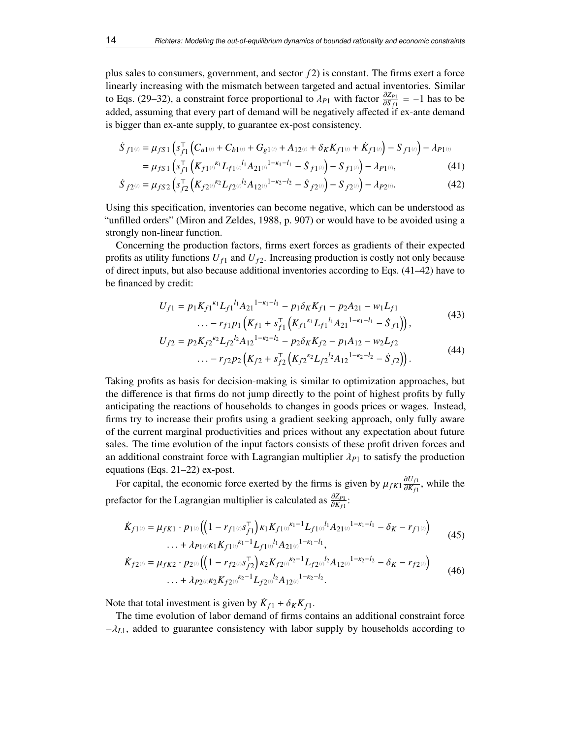plus sales to consumers, government, and sector $f2$) is constant. The firms exert a force linearly increasing with the mismatch between targeted and actual inventories. Similar to Eqs. (29–32), a constraint force proportional to $\lambda_{P1}$ with factor $\frac{\partial Z_{P1}}{\partial S_{f1}} = -1$ has to be added, assuming that every part of demand will be negatively affected if ex-ante demand is bigger than ex-ante supply, to guarantee ex-post consistency.

$$
\begin{aligned}
\dot{S}_{f1^{(t)}} &= \mu_{fS1} \left( s_{f1}^{\top} \left( C_{a1^{(t)}} + C_{b1^{(t)}} + G_{g1^{(t)}} + A_{12^{(t)}} + \delta_K K_{f1^{(t)}} + \dot{K}_{f1^{(t)}} \right) - S_{f1^{(t)}} \right) - \lambda_{P1^{(t)}} \\
&= \mu_{fS1} \left( s_{f1}^{\top} \left( K_{f1^{(t)}}{}^{\kappa_1} L_{f1^{(t)}}{}^{l_1} A_{21^{(t)}}{}^{1-\kappa_1-l_1} - \dot{S}_{f1^{(t)}} \right) - S_{f1^{(t)}} \right) - \lambda_{P1^{(t)}}, \qquad (41) \\
\dot{S}_{f2^{(t)}} &= \mu_{fS2} \left( s_{f2}^{\top} \left( K_{f2^{(t)}}{}^{\kappa_2} L_{f2^{(t)}}{}^{l_2} A_{12^{(t)}}{}^{1-\kappa_2-l_2} - \dot{S}_{f2^{(t)}} \right) - S_{f2^{(t)}} \right) - \lambda_{P2^{(t)}}. \qquad (42)
\end{aligned}
$$

Using this specification, inventories can become negative, which can be understood as "unfilled orders" (Miron and Zeldes, 1988, p. 907) or would have to be avoided using a strongly non-linear function.

Concerning the production factors, firms exert forces as gradients of their expected profits as utility functions $U_{f1}$ and $U_{f2}$. Increasing production is costly not only because of direct inputs, but also because additional inventories according to Eqs. (41–42) have to be financed by credit:

$$
\begin{aligned}
U_{f1} = {} & p_1 K_{f1}{}^{\kappa_1} L_{f1}{}^{l_1} A_{21}{}^{1-\kappa_1-l_1} - p_1 \delta_K K_{f1} - p_2 A_{21} - w_1 L_{f1} \\
& \ldots - r_{f1} p_1 \left( K_{f1} + s_{f1}^{\top} \left( K_{f1}{}^{\kappa_1} L_{f1}{}^{l_1} A_{21}{}^{1-\kappa_1-l_1} - \dot{S}_{f1} \right) \right), \qquad (43) \\
U_{f2} = {} & p_2 K_{f2}{}^{\kappa_2} L_{f2}{}^{l_2} A_{12}{}^{1-\kappa_2-l_2} - p_2 \delta_K K_{f2} - p_1 A_{12} - w_2 L_{f2} \\
& \ldots - r_{f2} p_2 \left( K_{f2} + s_{f2}^{\top} \left( K_{f2}{}^{\kappa_2} L_{f2}{}^{l_2} A_{12}{}^{1-\kappa_2-l_2} - \dot{S}_{f2} \right) \right). \qquad (44)
\end{aligned}
$$

Taking profits as basis for decision-making is similar to optimization approaches, but the difference is that firms do not jump directly to the point of highest profits by fully anticipating the reactions of households to changes in goods prices or wages. Instead, firms try to increase their profits using a gradient seeking approach, only fully aware of the current marginal productivities and prices without any expectation about future sales. The time evolution of the input factors consists of these profit driven forces and an additional constraint force with Lagrangian multiplier $\lambda_{P1}$ to satisfy the production equations (Eqs. 21–22) ex-post.

For capital, the economic force exerted by the firms is given by $\mu_{fK1} \frac{\partial U_{f1}}{\partial K_{f1}}$, while the prefactor for the Lagrangian multiplier is calculated as $\frac{\partial Z_{P1}}{\partial K_{f1}}$:

$$
\begin{aligned}
\dot{K}_{f1^{(t)}} = {} & \mu_{fK1} \cdot p_{1^{(t)}} \left( \left( 1 - r_{f1^{(t)}} s_{f1}^{\top} \right) \kappa_1 K_{f1^{(t)}}{}^{\kappa_1 - 1} L_{f1^{(t)}}{}^{l_1} A_{21^{(t)}}{}^{1-\kappa_1-l_1} - \delta_K - r_{f1^{(t)}} \right) \\
& \ldots + \lambda_{P1^{(t)}} \kappa_1 K_{f1^{(t)}}{}^{\kappa_1 - 1} L_{f1^{(t)}}{}^{l_1} A_{21^{(t)}}{}^{1-\kappa_1-l_1}, \qquad (45) \\
\dot{K}_{f2^{(t)}} = {} & \mu_{fK2} \cdot p_{2^{(t)}} \left( \left( 1 - r_{f2^{(t)}} s_{f2}^{\top} \right) \kappa_2 K_{f2^{(t)}}{}^{\kappa_2 - 1} L_{f2^{(t)}}{}^{l_2} A_{12^{(t)}}{}^{1-\kappa_2-l_2} - \delta_K - r_{f2^{(t)}} \right) \\
& \ldots + \lambda_{P2^{(t)}} \kappa_2 K_{f2^{(t)}}{}^{\kappa_2 - 1} L_{f2^{(t)}}{}^{l_2} A_{12^{(t)}}{}^{1-\kappa_2-l_2}. \qquad (46)
\end{aligned}
$$

Note that total investment is given by $\dot{K}_{f1} + \delta_K K_{f1}$.

The time evolution of labor demand of firms contains an additional constraint force $-\lambda_{L1}$, added to guarantee consistency with labor supply by households according to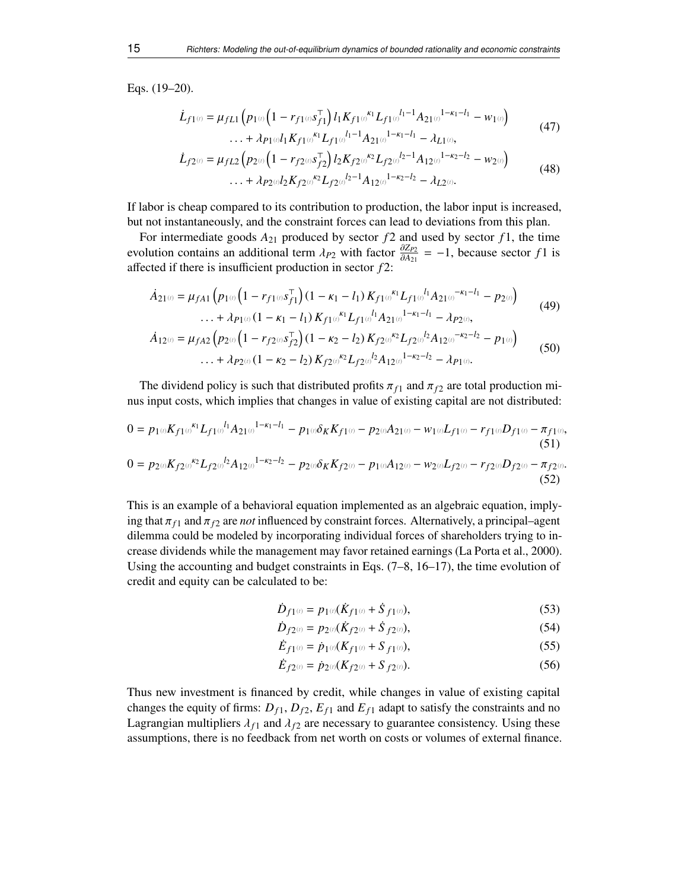Eqs. (19–20).

$$\dot{L}_{f1(t)} = \mu_{fL1}\left(p_{1(t)}\left(1 - r_{f1(t)}s_{f1}^{\top}\right) l_1 K_{f1(t)}{}^{\kappa_1} L_{f1(t)}{}^{l_1-1} A_{21(t)}{}^{1-\kappa_1-l_1} - w_{1(t)}\right)$$
$$\ldots + \lambda_{P1(t)} l_1 K_{f1(t)}{}^{\kappa_1} L_{f1(t)}{}^{l_1-1} A_{21(t)}{}^{1-\kappa_1-l_1} - \lambda_{L1(t)}, \tag{47}$$

$$\dot{L}_{f2(t)} = \mu_{fL2}\left(p_{2(t)}\left(1 - r_{f2(t)}s_{f2}^{\top}\right) l_2 K_{f2(t)}{}^{\kappa_2} L_{f2(t)}{}^{l_2-1} A_{12(t)}{}^{1-\kappa_2-l_2} - w_{2(t)}\right)$$
$$\ldots + \lambda_{P2(t)} l_2 K_{f2(t)}{}^{\kappa_2} L_{f2(t)}{}^{l_2-1} A_{12(t)}{}^{1-\kappa_2-l_2} - \lambda_{L2(t)}. \tag{48}$$

If labor is cheap compared to its contribution to production, the labor input is increased, but not instantaneously, and the constraint forces can lead to deviations from this plan.

For intermediate goods $A_{21}$ produced by sector $f2$ and used by sector $f1$, the time evolution contains an additional term $\lambda_{P2}$ with factor $\frac{\partial Z_{P2}}{\partial A_{21}} = -1$, because sector $f1$ is affected if there is insufficient production in sector $f2$:

$$\dot{A}_{21(t)} = \mu_{fA1}\left(p_{1(t)}\left(1 - r_{f1(t)}s_{f1}^{\top}\right)(1 - \kappa_1 - l_1) K_{f1(t)}{}^{\kappa_1} L_{f1(t)}{}^{l_1} A_{21(t)}{}^{-\kappa_1-l_1} - p_{2(t)}\right)$$
$$\ldots + \lambda_{P1(t)}(1 - \kappa_1 - l_1) K_{f1(t)}{}^{\kappa_1} L_{f1(t)}{}^{l_1} A_{21(t)}{}^{1-\kappa_1-l_1} - \lambda_{P2(t)}, \tag{49}$$

$$\dot{A}_{12(t)} = \mu_{fA2}\left(p_{2(t)}\left(1 - r_{f2(t)}s_{f2}^{\top}\right)(1 - \kappa_2 - l_2) K_{f2(t)}{}^{\kappa_2} L_{f2(t)}{}^{l_2} A_{12(t)}{}^{-\kappa_2-l_2} - p_{1(t)}\right)$$
$$\ldots + \lambda_{P2(t)}(1 - \kappa_2 - l_2) K_{f2(t)}{}^{\kappa_2} L_{f2(t)}{}^{l_2} A_{12(t)}{}^{1-\kappa_2-l_2} - \lambda_{P1(t)}. \tag{50}$$

The dividend policy is such that distributed profits $\pi_{f1}$ and $\pi_{f2}$ are total production minus input costs, which implies that changes in value of existing capital are not distributed:

$$0 = p_{1(t)} K_{f1(t)}{}^{\kappa_1} L_{f1(t)}{}^{l_1} A_{21(t)}{}^{1-\kappa_1-l_1} - p_{1(t)}\delta_K K_{f1(t)} - p_{2(t)} A_{21(t)} - w_{1(t)} L_{f1(t)} - r_{f1(t)} D_{f1(t)} - \pi_{f1(t)}, \tag{51}$$

$$0 = p_{2(t)} K_{f2(t)}{}^{\kappa_2} L_{f2(t)}{}^{l_2} A_{12(t)}{}^{1-\kappa_2-l_2} - p_{2(t)}\delta_K K_{f2(t)} - p_{1(t)} A_{12(t)} - w_{2(t)} L_{f2(t)} - r_{f2(t)} D_{f2(t)} - \pi_{f2(t)}. \tag{52}$$

This is an example of a behavioral equation implemented as an algebraic equation, implying that $\pi_{f1}$ and $\pi_{f2}$ are *not* influenced by constraint forces. Alternatively, a principal–agent dilemma could be modeled by incorporating individual forces of shareholders trying to increase dividends while the management may favor retained earnings (La Porta et al., 2000). Using the accounting and budget constraints in Eqs. (7–8, 16–17), the time evolution of credit and equity can be calculated to be:

$$\dot{D}_{f1(t)} = p_{1(t)}(\dot{K}_{f1(t)} + \dot{S}_{f1(t)}), \tag{53}$$

$$\dot{D}_{f2(t)} = p_{2(t)}(\dot{K}_{f2(t)} + \dot{S}_{f2(t)}), \tag{54}$$

$$\dot{E}_{f1(t)} = \dot{p}_{1(t)}(K_{f1(t)} + S_{f1(t)}), \tag{55}$$

$$\dot{E}_{f2(t)} = \dot{p}_{2(t)}(K_{f2(t)} + S_{f2(t)}). \tag{56}$$

Thus new investment is financed by credit, while changes in value of existing capital changes the equity of firms: $D_{f1}$, $D_{f2}$, $E_{f1}$ and $E_{f1}$ adapt to satisfy the constraints and no Lagrangian multipliers $\lambda_{f1}$ and $\lambda_{f2}$ are necessary to guarantee consistency. Using these assumptions, there is no feedback from net worth on costs or volumes of external finance.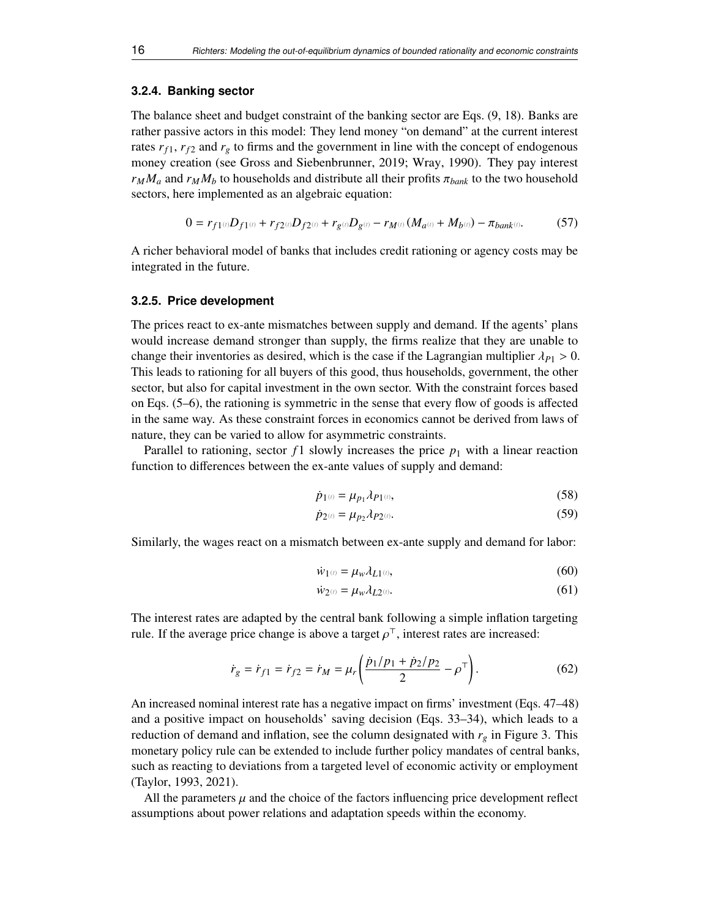### 3.2.4. Banking sector

The balance sheet and budget constraint of the banking sector are Eqs. (9, 18). Banks are rather passive actors in this model: They lend money "on demand" at the current interest rates $r_{f1}$, $r_{f2}$ and $r_g$ to firms and the government in line with the concept of endogenous money creation (see Gross and Siebenbrunner, 2019; Wray, 1990). They pay interest $r_M M_a$ and $r_M M_b$ to households and distribute all their profits $\pi_{bank}$ to the two household sectors, here implemented as an algebraic equation:

$$0 = r_{f1(t)} D_{f1(t)} + r_{f2(t)} D_{f2(t)} + r_{g(t)} D_{g(t)} - r_{M(t)} (M_{a(t)} + M_{b(t)}) - \pi_{bank(t)}. \tag{57}$$

A richer behavioral model of banks that includes credit rationing or agency costs may be integrated in the future.

### 3.2.5. Price development

The prices react to ex-ante mismatches between supply and demand. If the agents' plans would increase demand stronger than supply, the firms realize that they are unable to change their inventories as desired, which is the case if the Lagrangian multiplier $\lambda_{P1} > 0$. This leads to rationing for all buyers of this good, thus households, government, the other sector, but also for capital investment in the own sector. With the constraint forces based on Eqs. (5–6), the rationing is symmetric in the sense that every flow of goods is affected in the same way. As these constraint forces in economics cannot be derived from laws of nature, they can be varied to allow for asymmetric constraints.

Parallel to rationing, sector $f1$ slowly increases the price $p_1$ with a linear reaction function to differences between the ex-ante values of supply and demand:

$$\dot{p}_{1(t)} = \mu_{p_1} \lambda_{P1(t)}, \tag{58}$$

$$\dot{p}_{2(t)} = \mu_{p_2} \lambda_{P2(t)}. \tag{59}$$

Similarly, the wages react on a mismatch between ex-ante supply and demand for labor:

$$\dot{w}_{1(t)} = \mu_w \lambda_{L1(t)}, \tag{60}$$

$$\dot{w}_{2(t)} = \mu_w \lambda_{L2(t)}. \tag{61}$$

The interest rates are adapted by the central bank following a simple inflation targeting rule. If the average price change is above a target $\rho^\top$, interest rates are increased:

$$\dot{r}_g = \dot{r}_{f1} = \dot{r}_{f2} = \dot{r}_M = \mu_r \left( \frac{\dot{p}_1/p_1 + \dot{p}_2/p_2}{2} - \rho^\top \right). \tag{62}$$

An increased nominal interest rate has a negative impact on firms' investment (Eqs. 47–48) and a positive impact on households' saving decision (Eqs. 33–34), which leads to a reduction of demand and inflation, see the column designated with $r_g$ in Figure 3. This monetary policy rule can be extended to include further policy mandates of central banks, such as reacting to deviations from a targeted level of economic activity or employment (Taylor, 1993, 2021).

All the parameters $\mu$ and the choice of the factors influencing price development reflect assumptions about power relations and adaptation speeds within the economy.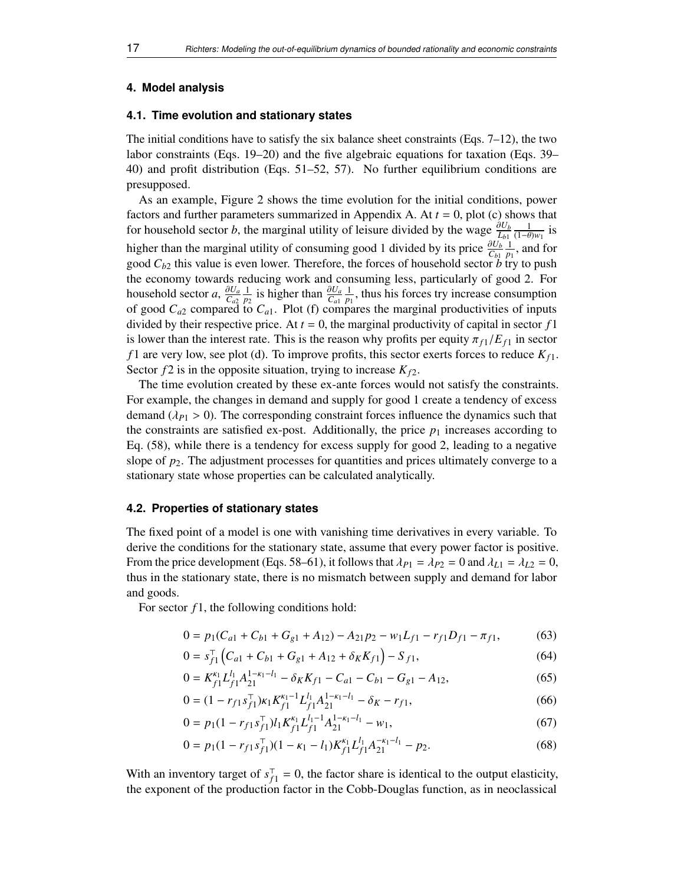## 4. Model analysis

### 4.1. Time evolution and stationary states

The initial conditions have to satisfy the six balance sheet constraints (Eqs. 7–12), the two labor constraints (Eqs. 19–20) and the five algebraic equations for taxation (Eqs. 39–40) and profit distribution (Eqs. 51–52, 57). No further equilibrium conditions are presupposed.

As an example, Figure 2 shows the time evolution for the initial conditions, power factors and further parameters summarized in Appendix A. At $t = 0$, plot (c) shows that for household sector $b$, the marginal utility of leisure divided by the wage $\frac{\partial U_b}{L_{b1}} \frac{1}{(1-\theta)w_1}$ is higher than the marginal utility of consuming good 1 divided by its price $\frac{\partial U_b}{C_{b1}} \frac{1}{p_1}$, and for good $C_{b2}$ this value is even lower. Therefore, the forces of household sector $b$ try to push the economy towards reducing work and consuming less, particularly of good 2. For household sector $a$, $\frac{\partial U_a}{C_{a2}} \frac{1}{p_2}$ is higher than $\frac{\partial U_a}{C_{a1}} \frac{1}{p_1}$, thus his forces try increase consumption of good $C_{a2}$ compared to $C_{a1}$. Plot (f) compares the marginal productivities of inputs divided by their respective price. At $t = 0$, the marginal productivity of capital in sector $f1$ is lower than the interest rate. This is the reason why profits per equity $\pi_{f1}/E_{f1}$ in sector $f1$ are very low, see plot (d). To improve profits, this sector exerts forces to reduce $K_{f1}$. Sector $f2$ is in the opposite situation, trying to increase $K_{f2}$.

The time evolution created by these ex-ante forces would not satisfy the constraints. For example, the changes in demand and supply for good 1 create a tendency of excess demand ($\lambda_{P1} > 0$). The corresponding constraint forces influence the dynamics such that the constraints are satisfied ex-post. Additionally, the price $p_1$ increases according to Eq. (58), while there is a tendency for excess supply for good 2, leading to a negative slope of $p_2$. The adjustment processes for quantities and prices ultimately converge to a stationary state whose properties can be calculated analytically.

### 4.2. Properties of stationary states

The fixed point of a model is one with vanishing time derivatives in every variable. To derive the conditions for the stationary state, assume that every power factor is positive. From the price development (Eqs. 58–61), it follows that $\lambda_{P1} = \lambda_{P2} = 0$ and $\lambda_{L1} = \lambda_{L2} = 0$, thus in the stationary state, there is no mismatch between supply and demand for labor and goods.

For sector $f1$, the following conditions hold:

$$0 = p_1(C_{a1} + C_{b1} + G_{g1} + A_{12}) - A_{21}p_2 - w_1 L_{f1} - r_{f1} D_{f1} - \pi_{f1}, \tag{63}$$

$$0 = s_{f1}^{\top}\left(C_{a1} + C_{b1} + G_{g1} + A_{12} + \delta_K K_{f1}\right) - S_{f1}, \tag{64}$$

$$0 = K_{f1}^{\kappa_1} L_{f1}^{l_1} A_{21}^{1-\kappa_1-l_1} - \delta_K K_{f1} - C_{a1} - C_{b1} - G_{g1} - A_{12}, \tag{65}$$

$$0 = (1 - r_{f1} s_{f1}^{\top})\kappa_1 K_{f1}^{\kappa_1 - 1} L_{f1}^{l_1} A_{21}^{1-\kappa_1-l_1} - \delta_K - r_{f1}, \tag{66}$$

$$0 = p_1(1 - r_{f1} s_{f1}^{\top}) l_1 K_{f1}^{\kappa_1} L_{f1}^{l_1 - 1} A_{21}^{1-\kappa_1-l_1} - w_1, \tag{67}$$

$$0 = p_1(1 - r_{f1} s_{f1}^{\top})(1 - \kappa_1 - l_1) K_{f1}^{\kappa_1} L_{f1}^{l_1} A_{21}^{-\kappa_1-l_1} - p_2. \tag{68}$$

With an inventory target of $s_{f1}^{\top} = 0$, the factor share is identical to the output elasticity, the exponent of the production factor in the Cobb-Douglas function, as in neoclassical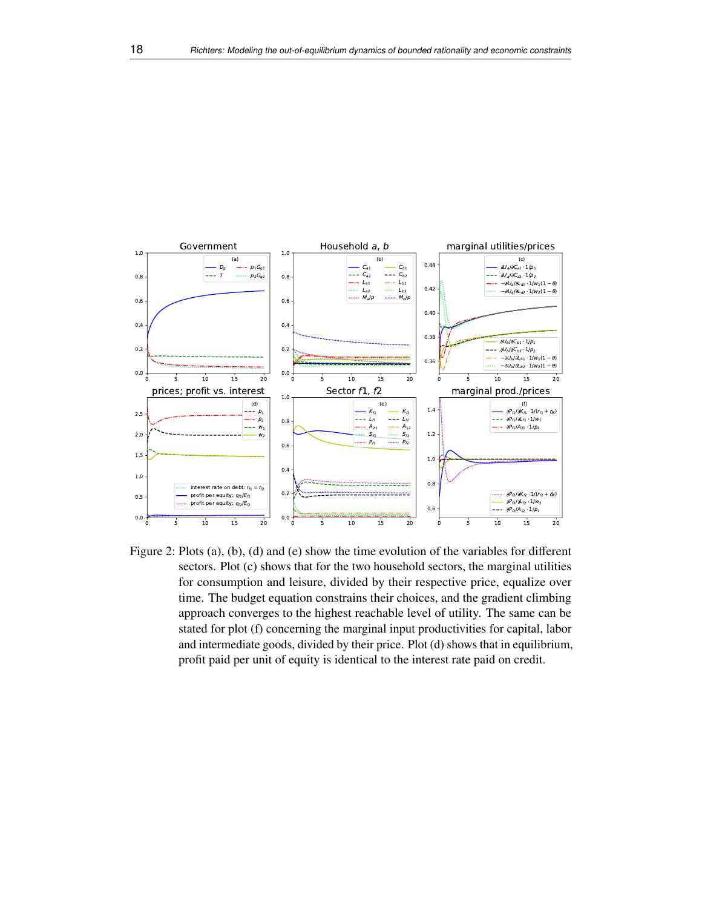Figure 2: Plots (a), (b), (d) and (e) show the time evolution of the variables for different sectors. Plot (c) shows that for the two household sectors, the marginal utilities for consumption and leisure, divided by their respective price, equalize over time. The budget equation constrains their choices, and the gradient climbing approach converges to the highest reachable level of utility. The same can be stated for plot (f) concerning the marginal input productivities for capital, labor and intermediate goods, divided by their price. Plot (d) shows that in equilibrium, profit paid per unit of equity is identical to the interest rate paid on credit.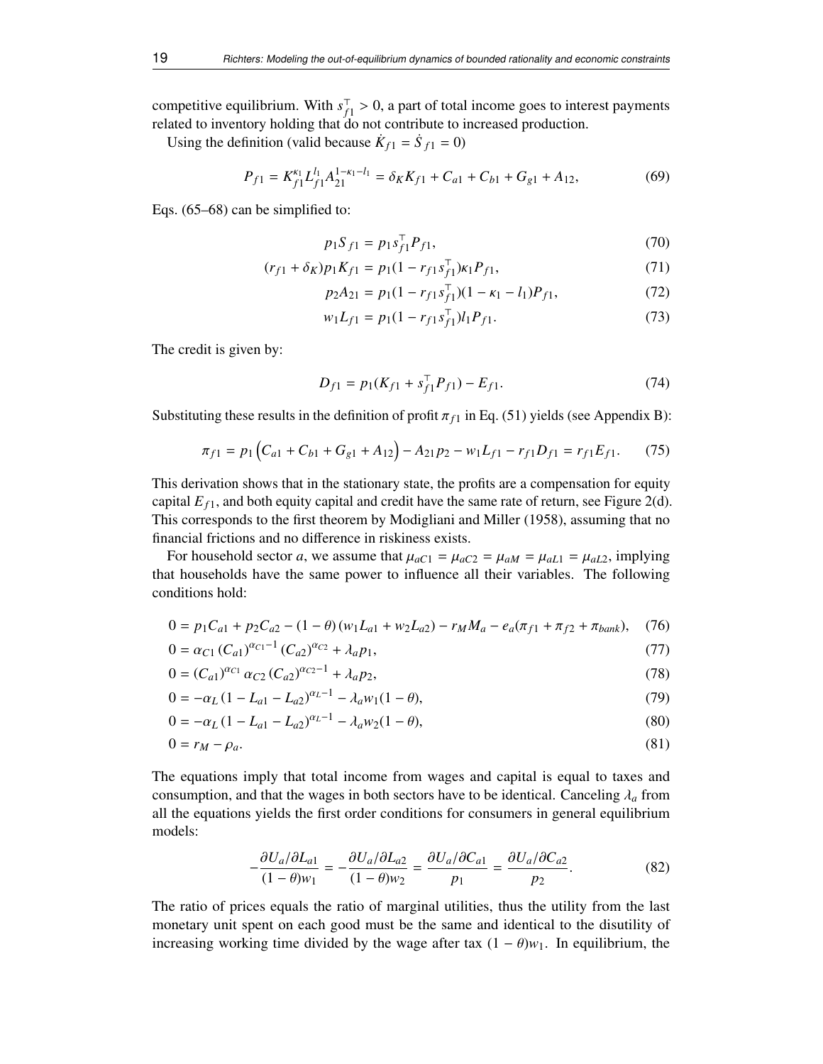competitive equilibrium. With $s^{\top}_{f1} > 0$, a part of total income goes to interest payments related to inventory holding that do not contribute to increased production.

Using the definition (valid because $\dot{K}_{f1} = \dot{S}_{f1} = 0$)

$$P_{f1} = K_{f1}^{\kappa_1} L_{f1}^{l_1} A_{21}^{1-\kappa_1-l_1} = \delta_K K_{f1} + C_{a1} + C_{b1} + G_{g1} + A_{12}, \tag{69}$$

Eqs. (65–68) can be simplified to:

$$p_1 S_{f1} = p_1 s^{\top}_{f1} P_{f1}, \tag{70}$$

$$(r_{f1} + \delta_K) p_1 K_{f1} = p_1 (1 - r_{f1} s^{\top}_{f1}) \kappa_1 P_{f1}, \tag{71}$$

$$p_2 A_{21} = p_1 (1 - r_{f1} s^{\top}_{f1})(1 - \kappa_1 - l_1) P_{f1}, \tag{72}$$

$$w_1 L_{f1} = p_1 (1 - r_{f1} s^{\top}_{f1}) l_1 P_{f1}. \tag{73}$$

The credit is given by:

$$D_{f1} = p_1 (K_{f1} + s^{\top}_{f1} P_{f1}) - E_{f1}. \tag{74}$$

Substituting these results in the definition of profit $\pi_{f1}$ in Eq. (51) yields (see Appendix B):

$$\pi_{f1} = p_1 \left( C_{a1} + C_{b1} + G_{g1} + A_{12} \right) - A_{21} p_2 - w_1 L_{f1} - r_{f1} D_{f1} = r_{f1} E_{f1}. \tag{75}$$

This derivation shows that in the stationary state, the profits are a compensation for equity capital $E_{f1}$, and both equity capital and credit have the same rate of return, see Figure 2(d). This corresponds to the first theorem by Modigliani and Miller (1958), assuming that no financial frictions and no difference in riskiness exists.

For household sector $a$, we assume that $\mu_{aC1} = \mu_{aC2} = \mu_{aM} = \mu_{aL1} = \mu_{aL2}$, implying that households have the same power to influence all their variables. The following conditions hold:

$$0 = p_1 C_{a1} + p_2 C_{a2} - (1 - \theta)(w_1 L_{a1} + w_2 L_{a2}) - r_M M_a - e_a (\pi_{f1} + \pi_{f2} + \pi_{bank}), \tag{76}$$

$$0 = \alpha_{C1} (C_{a1})^{\alpha_{C1}-1} (C_{a2})^{\alpha_{C2}} + \lambda_a p_1, \tag{77}$$

$$0 = (C_{a1})^{\alpha_{C1}} \alpha_{C2} (C_{a2})^{\alpha_{C2}-1} + \lambda_a p_2, \tag{78}$$

$$0 = -\alpha_L (1 - L_{a1} - L_{a2})^{\alpha_L - 1} - \lambda_a w_1 (1 - \theta), \tag{79}$$

$$0 = -\alpha_L (1 - L_{a1} - L_{a2})^{\alpha_L - 1} - \lambda_a w_2 (1 - \theta), \tag{80}$$

$$0 = r_M - \rho_a. \tag{81}$$

The equations imply that total income from wages and capital is equal to taxes and consumption, and that the wages in both sectors have to be identical. Canceling $\lambda_a$ from all the equations yields the first order conditions for consumers in general equilibrium models:

$$-\frac{\partial U_a / \partial L_{a1}}{(1-\theta) w_1} = -\frac{\partial U_a / \partial L_{a2}}{(1-\theta) w_2} = \frac{\partial U_a / \partial C_{a1}}{p_1} = \frac{\partial U_a / \partial C_{a2}}{p_2}. \tag{82}$$

The ratio of prices equals the ratio of marginal utilities, thus the utility from the last monetary unit spent on each good must be the same and identical to the disutility of increasing working time divided by the wage after tax $(1 - \theta) w_1$. In equilibrium, the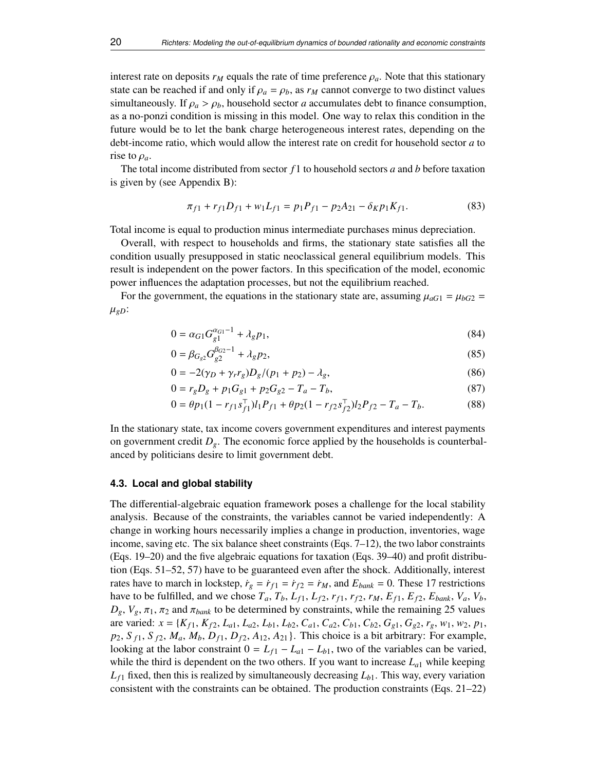interest rate on deposits $r_M$ equals the rate of time preference $\rho_a$. Note that this stationary state can be reached if and only if $\rho_a = \rho_b$, as $r_M$ cannot converge to two distinct values simultaneously. If $\rho_a > \rho_b$, household sector $a$ accumulates debt to finance consumption, as a no-ponzi condition is missing in this model. One way to relax this condition in the future would be to let the bank charge heterogeneous interest rates, depending on the debt-income ratio, which would allow the interest rate on credit for household sector $a$ to rise to $\rho_a$.

The total income distributed from sector $f1$ to household sectors $a$ and $b$ before taxation is given by (see Appendix B):

$$\pi_{f1} + r_{f1} D_{f1} + w_1 L_{f1} = p_1 P_{f1} - p_2 A_{21} - \delta_K p_1 K_{f1}. \tag{83}$$

Total income is equal to production minus intermediate purchases minus depreciation.

Overall, with respect to households and firms, the stationary state satisfies all the condition usually presupposed in static neoclassical general equilibrium models. This result is independent on the power factors. In this specification of the model, economic power influences the adaptation processes, but not the equilibrium reached.

For the government, the equations in the stationary state are, assuming $\mu_{aG1} = \mu_{bG2} = \mu_{gD}$:

$$0 = \alpha_{G1} G_{g1}^{\alpha_{G1}-1} + \lambda_g p_1, \tag{84}$$

$$0 = \beta_{G_{g2}} G_{g2}^{\beta_{G2}-1} + \lambda_g p_2, \tag{85}$$

$$0 = -2(\gamma_D + \gamma_r r_g) D_g / (p_1 + p_2) - \lambda_g, \tag{86}$$

$$0 = r_g D_g + p_1 G_{g1} + p_2 G_{g2} - T_a - T_b, \tag{87}$$

$$0 = \theta p_1 (1 - r_{f1} s_{f1}^{\top}) l_1 P_{f1} + \theta p_2 (1 - r_{f2} s_{f2}^{\top}) l_2 P_{f2} - T_a - T_b. \tag{88}$$

In the stationary state, tax income covers government expenditures and interest payments on government credit $D_g$. The economic force applied by the households is counterbalanced by politicians desire to limit government debt.

### 4.3. Local and global stability

The differential-algebraic equation framework poses a challenge for the local stability analysis. Because of the constraints, the variables cannot be varied independently: A change in working hours necessarily implies a change in production, inventories, wage income, saving etc. The six balance sheet constraints (Eqs. 7–12), the two labor constraints (Eqs. 19–20) and the five algebraic equations for taxation (Eqs. 39–40) and profit distribution (Eqs. 51–52, 57) have to be guaranteed even after the shock. Additionally, interest rates have to march in lockstep, $\dot{r}_g = \dot{r}_{f1} = \dot{r}_{f2} = \dot{r}_M$, and $E_{bank} = 0$. These 17 restrictions have to be fulfilled, and we chose $T_a$, $T_b$, $L_{f1}$, $L_{f2}$, $r_{f1}$, $r_{f2}$, $r_M$, $E_{f1}$, $E_{f2}$, $E_{bank}$, $V_a$, $V_b$, $D_g$, $V_g$, $\pi_1$, $\pi_2$ and $\pi_{bank}$ to be determined by constraints, while the remaining 25 values are varied: $x = \{K_{f1}, K_{f2}, L_{a1}, L_{a2}, L_{b1}, L_{b2}, C_{a1}, C_{a2}, C_{b1}, C_{b2}, G_{g1}, G_{g2}, r_g, w_1, w_2, p_1, p_2, S_{f1}, S_{f2}, M_a, M_b, D_{f1}, D_{f2}, A_{12}, A_{21}\}$. This choice is a bit arbitrary: For example, looking at the labor constraint $0 = L_{f1} - L_{a1} - L_{b1}$, two of the variables can be varied, while the third is dependent on the two others. If you want to increase $L_{a1}$ while keeping $L_{f1}$ fixed, then this is realized by simultaneously decreasing $L_{b1}$. This way, every variation consistent with the constraints can be obtained. The production constraints (Eqs. 21–22)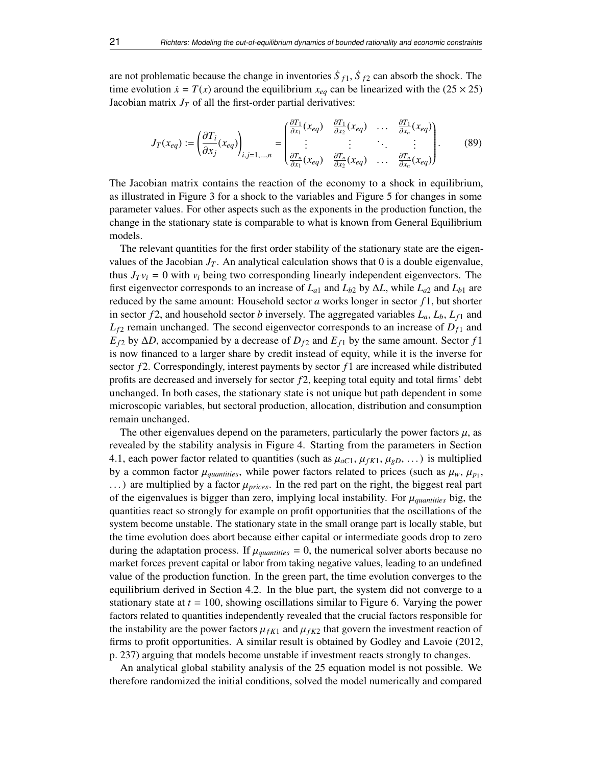are not problematic because the change in inventories $\dot{S}_{f1}$, $\dot{S}_{f2}$ can absorb the shock. The time evolution $\dot{x} = T(x)$ around the equilibrium $x_{eq}$ can be linearized with the $(25 \times 25)$ Jacobian matrix $J_T$ of all the first-order partial derivatives:

$$J_T(x_{eq}) := \left(\frac{\partial T_i}{\partial x_j}(x_{eq})\right)_{i,j=1,\ldots,n} = \begin{pmatrix} \frac{\partial T_1}{\partial x_1}(x_{eq}) & \frac{\partial T_1}{\partial x_2}(x_{eq}) & \ldots & \frac{\partial T_1}{\partial x_n}(x_{eq}) \\ \vdots & \vdots & \ddots & \vdots \\ \frac{\partial T_n}{\partial x_1}(x_{eq}) & \frac{\partial T_n}{\partial x_2}(x_{eq}) & \ldots & \frac{\partial T_n}{\partial x_n}(x_{eq}) \end{pmatrix}. \tag{89}$$

The Jacobian matrix contains the reaction of the economy to a shock in equilibrium, as illustrated in Figure 3 for a shock to the variables and Figure 5 for changes in some parameter values. For other aspects such as the exponents in the production function, the change in the stationary state is comparable to what is known from General Equilibrium models.

The relevant quantities for the first order stability of the stationary state are the eigenvalues of the Jacobian $J_T$. An analytical calculation shows that 0 is a double eigenvalue, thus $J_T v_i = 0$ with $v_i$ being two corresponding linearly independent eigenvectors. The first eigenvector corresponds to an increase of $L_{a1}$ and $L_{b2}$ by $\Delta L$, while $L_{a2}$ and $L_{b1}$ are reduced by the same amount: Household sector $a$ works longer in sector $f1$, but shorter in sector $f2$, and household sector $b$ inversely. The aggregated variables $L_a$, $L_b$, $L_{f1}$ and $L_{f2}$ remain unchanged. The second eigenvector corresponds to an increase of $D_{f1}$ and $E_{f2}$ by $\Delta D$, accompanied by a decrease of $D_{f2}$ and $E_{f1}$ by the same amount. Sector $f1$ is now financed to a larger share by credit instead of equity, while it is the inverse for sector $f2$. Correspondingly, interest payments by sector $f1$ are increased while distributed profits are decreased and inversely for sector $f2$, keeping total equity and total firms' debt unchanged. In both cases, the stationary state is not unique but path dependent in some microscopic variables, but sectoral production, allocation, distribution and consumption remain unchanged.

The other eigenvalues depend on the parameters, particularly the power factors $\mu$, as revealed by the stability analysis in Figure 4. Starting from the parameters in Section 4.1, each power factor related to quantities (such as $\mu_{aC1}$, $\mu_{fK1}$, $\mu_{gD}$, ...) is multiplied by a common factor $\mu_{quantities}$, while power factors related to prices (such as $\mu_w$, $\mu_{p_1}$, ...) are multiplied by a factor $\mu_{prices}$. In the red part on the right, the biggest real part of the eigenvalues is bigger than zero, implying local instability. For $\mu_{quantities}$ big, the quantities react so strongly for example on profit opportunities that the oscillations of the system become unstable. The stationary state in the small orange part is locally stable, but the time evolution does abort because either capital or intermediate goods drop to zero during the adaptation process. If $\mu_{quantities} = 0$, the numerical solver aborts because no market forces prevent capital or labor from taking negative values, leading to an undefined value of the production function. In the green part, the time evolution converges to the equilibrium derived in Section 4.2. In the blue part, the system did not converge to a stationary state at $t = 100$, showing oscillations similar to Figure 6. Varying the power factors related to quantities independently revealed that the crucial factors responsible for the instability are the power factors $\mu_{fK1}$ and $\mu_{fK2}$ that govern the investment reaction of firms to profit opportunities. A similar result is obtained by Godley and Lavoie (2012, p. 237) arguing that models become unstable if investment reacts strongly to changes.

An analytical global stability analysis of the 25 equation model is not possible. We therefore randomized the initial conditions, solved the model numerically and compared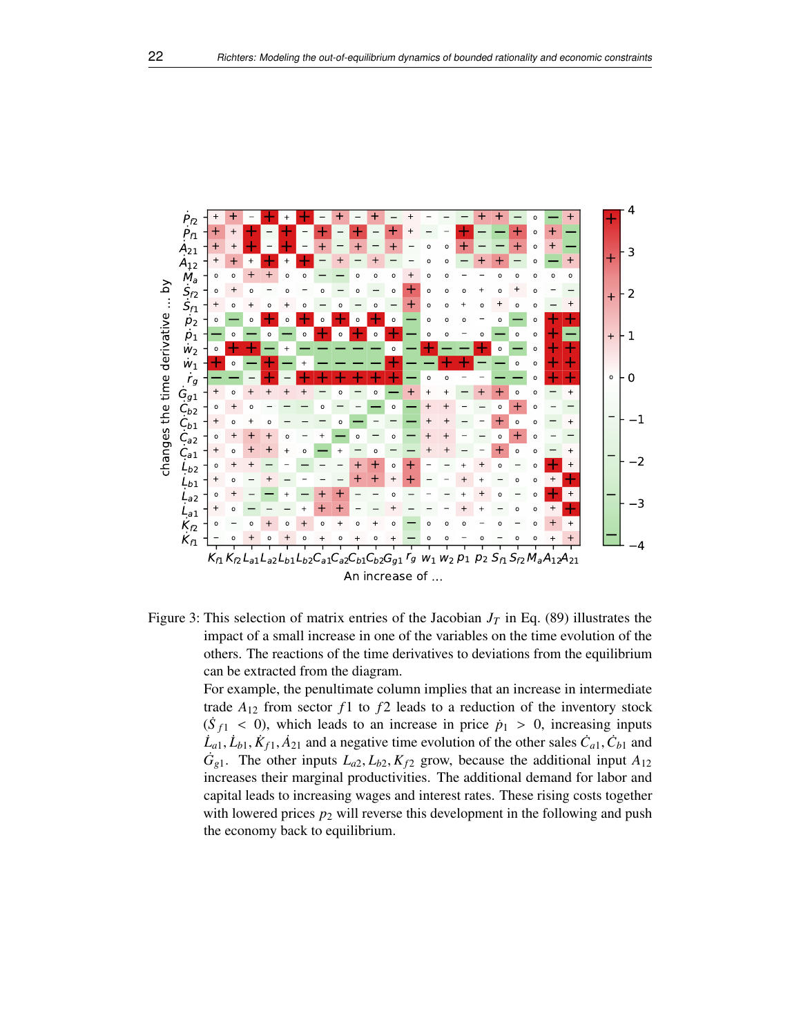Figure 3: This selection of matrix entries of the Jacobian $J_T$ in Eq. (89) illustrates the impact of a small increase in one of the variables on the time evolution of the others. The reactions of the time derivatives to deviations from the equilibrium can be extracted from the diagram.

For example, the penultimate column implies that an increase in intermediate trade $A_{12}$ from sector $f1$ to $f2$ leads to a reduction of the inventory stock ($\dot{S}_{f1} < 0$), which leads to an increase in price $\dot{p}_1 > 0$, increasing inputs $\dot{L}_{a1}, \dot{L}_{b1}, \dot{K}_{f1}, \dot{A}_{21}$ and a negative time evolution of the other sales $\dot{C}_{a1}, \dot{C}_{b1}$ and $\dot{G}_{g1}$. The other inputs $L_{a2}, L_{b2}, K_{f2}$ grow, because the additional input $A_{12}$ increases their marginal productivities. The additional demand for labor and capital leads to increasing wages and interest rates. These rising costs together with lowered prices $p_2$ will reverse this development in the following and push the economy back to equilibrium.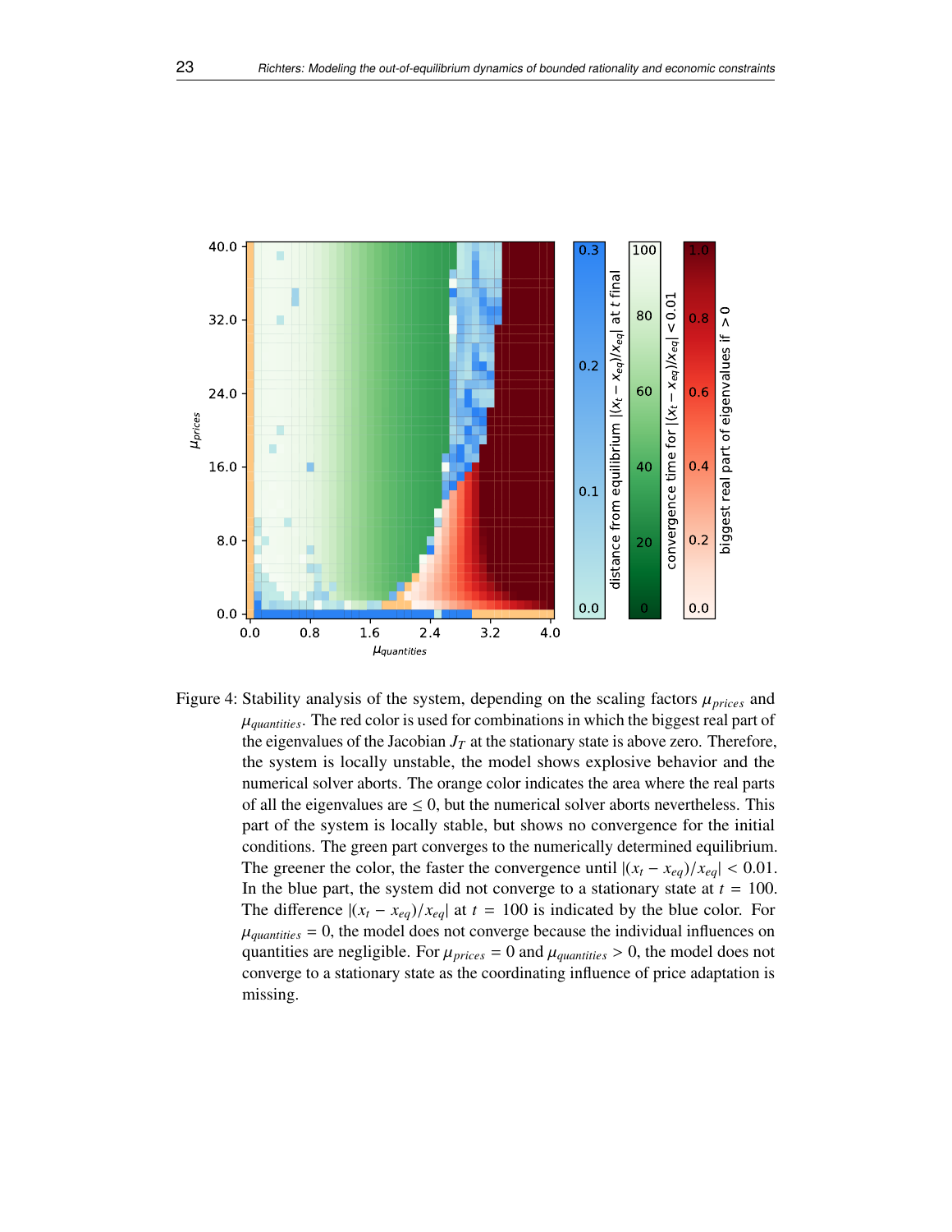Figure 4: Stability analysis of the system, depending on the scaling factors $\mu_{prices}$ and $\mu_{quantities}$. The red color is used for combinations in which the biggest real part of the eigenvalues of the Jacobian $J_T$ at the stationary state is above zero. Therefore, the system is locally unstable, the model shows explosive behavior and the numerical solver aborts. The orange color indicates the area where the real parts of all the eigenvalues are $\leq 0$, but the numerical solver aborts nevertheless. This part of the system is locally stable, but shows no convergence for the initial conditions. The green part converges to the numerically determined equilibrium. The greener the color, the faster the convergence until $|(x_t - x_{eq})/x_{eq}| < 0.01$. In the blue part, the system did not converge to a stationary state at $t = 100$. The difference $|(x_t - x_{eq})/x_{eq}|$ at $t = 100$ is indicated by the blue color. For $\mu_{quantities} = 0$, the model does not converge because the individual influences on quantities are negligible. For $\mu_{prices} = 0$ and $\mu_{quantities} > 0$, the model does not converge to a stationary state as the coordinating influence of price adaptation is missing.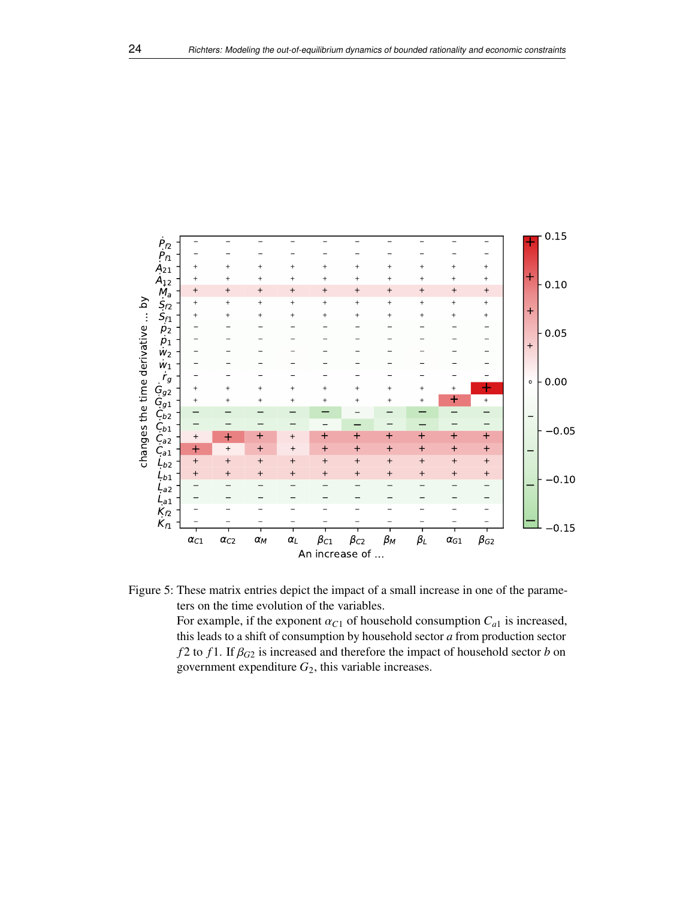Figure 5: These matrix entries depict the impact of a small increase in one of the parameters on the time evolution of the variables.
For example, if the exponent $\alpha_{C1}$ of household consumption $C_{a1}$ is increased, this leads to a shift of consumption by household sector $a$ from production sector $f2$ to $f1$. If $\beta_{G2}$ is increased and therefore the impact of household sector $b$ on government expenditure $G_2$, this variable increases.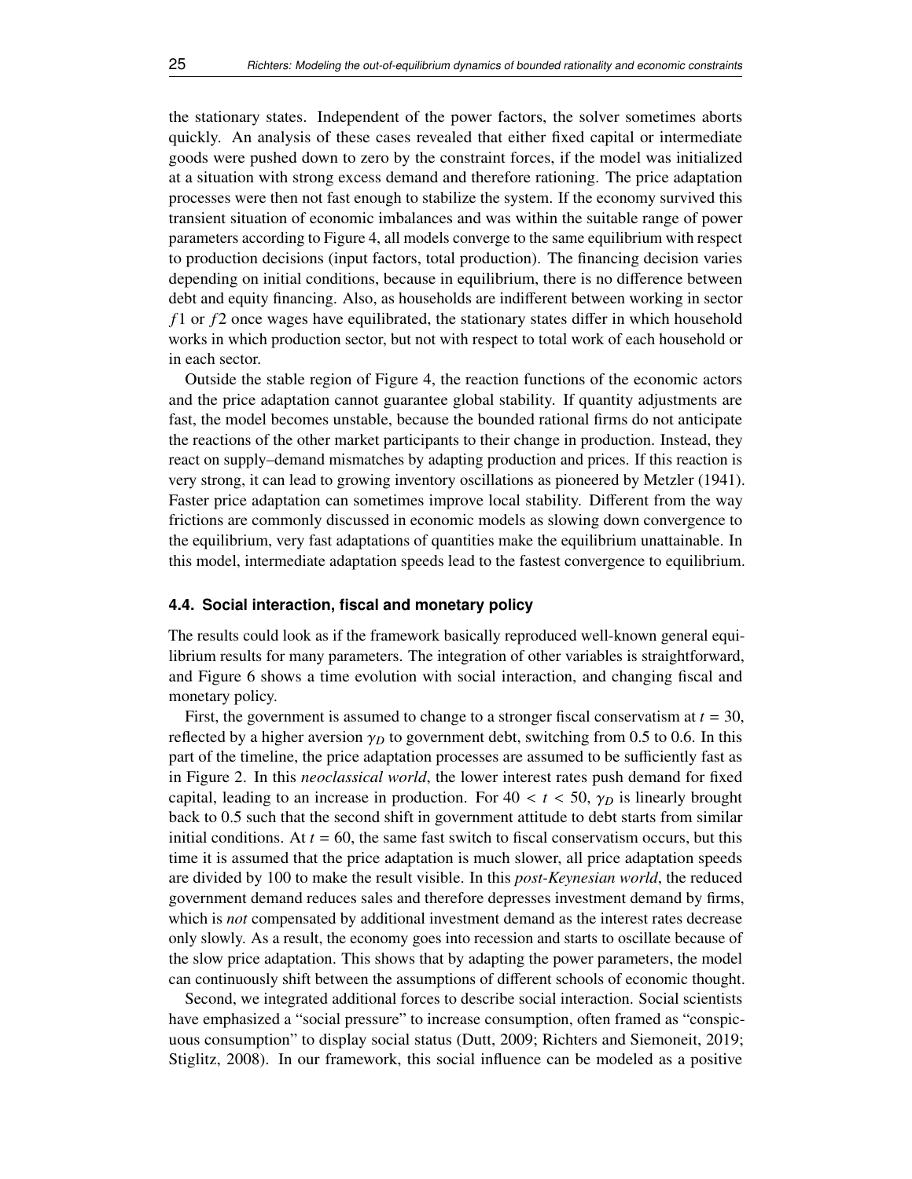the stationary states. Independent of the power factors, the solver sometimes aborts quickly. An analysis of these cases revealed that either fixed capital or intermediate goods were pushed down to zero by the constraint forces, if the model was initialized at a situation with strong excess demand and therefore rationing. The price adaptation processes were then not fast enough to stabilize the system. If the economy survived this transient situation of economic imbalances and was within the suitable range of power parameters according to Figure 4, all models converge to the same equilibrium with respect to production decisions (input factors, total production). The financing decision varies depending on initial conditions, because in equilibrium, there is no difference between debt and equity financing. Also, as households are indifferent between working in sector $f1$ or $f2$ once wages have equilibrated, the stationary states differ in which household works in which production sector, but not with respect to total work of each household or in each sector.

Outside the stable region of Figure 4, the reaction functions of the economic actors and the price adaptation cannot guarantee global stability. If quantity adjustments are fast, the model becomes unstable, because the bounded rational firms do not anticipate the reactions of the other market participants to their change in production. Instead, they react on supply–demand mismatches by adapting production and prices. If this reaction is very strong, it can lead to growing inventory oscillations as pioneered by Metzler (1941). Faster price adaptation can sometimes improve local stability. Different from the way frictions are commonly discussed in economic models as slowing down convergence to the equilibrium, very fast adaptations of quantities make the equilibrium unattainable. In this model, intermediate adaptation speeds lead to the fastest convergence to equilibrium.

### 4.4. Social interaction, fiscal and monetary policy

The results could look as if the framework basically reproduced well-known general equilibrium results for many parameters. The integration of other variables is straightforward, and Figure 6 shows a time evolution with social interaction, and changing fiscal and monetary policy.

First, the government is assumed to change to a stronger fiscal conservatism at $t = 30$, reflected by a higher aversion $\gamma_D$ to government debt, switching from 0.5 to 0.6. In this part of the timeline, the price adaptation processes are assumed to be sufficiently fast as in Figure 2. In this *neoclassical world*, the lower interest rates push demand for fixed capital, leading to an increase in production. For $40 < t < 50$, $\gamma_D$ is linearly brought back to 0.5 such that the second shift in government attitude to debt starts from similar initial conditions. At $t = 60$, the same fast switch to fiscal conservatism occurs, but this time it is assumed that the price adaptation is much slower, all price adaptation speeds are divided by 100 to make the result visible. In this *post-Keynesian world*, the reduced government demand reduces sales and therefore depresses investment demand by firms, which is *not* compensated by additional investment demand as the interest rates decrease only slowly. As a result, the economy goes into recession and starts to oscillate because of the slow price adaptation. This shows that by adapting the power parameters, the model can continuously shift between the assumptions of different schools of economic thought.

Second, we integrated additional forces to describe social interaction. Social scientists have emphasized a "social pressure" to increase consumption, often framed as "conspicuous consumption" to display social status (Dutt, 2009; Richters and Siemoneit, 2019; Stiglitz, 2008). In our framework, this social influence can be modeled as a positive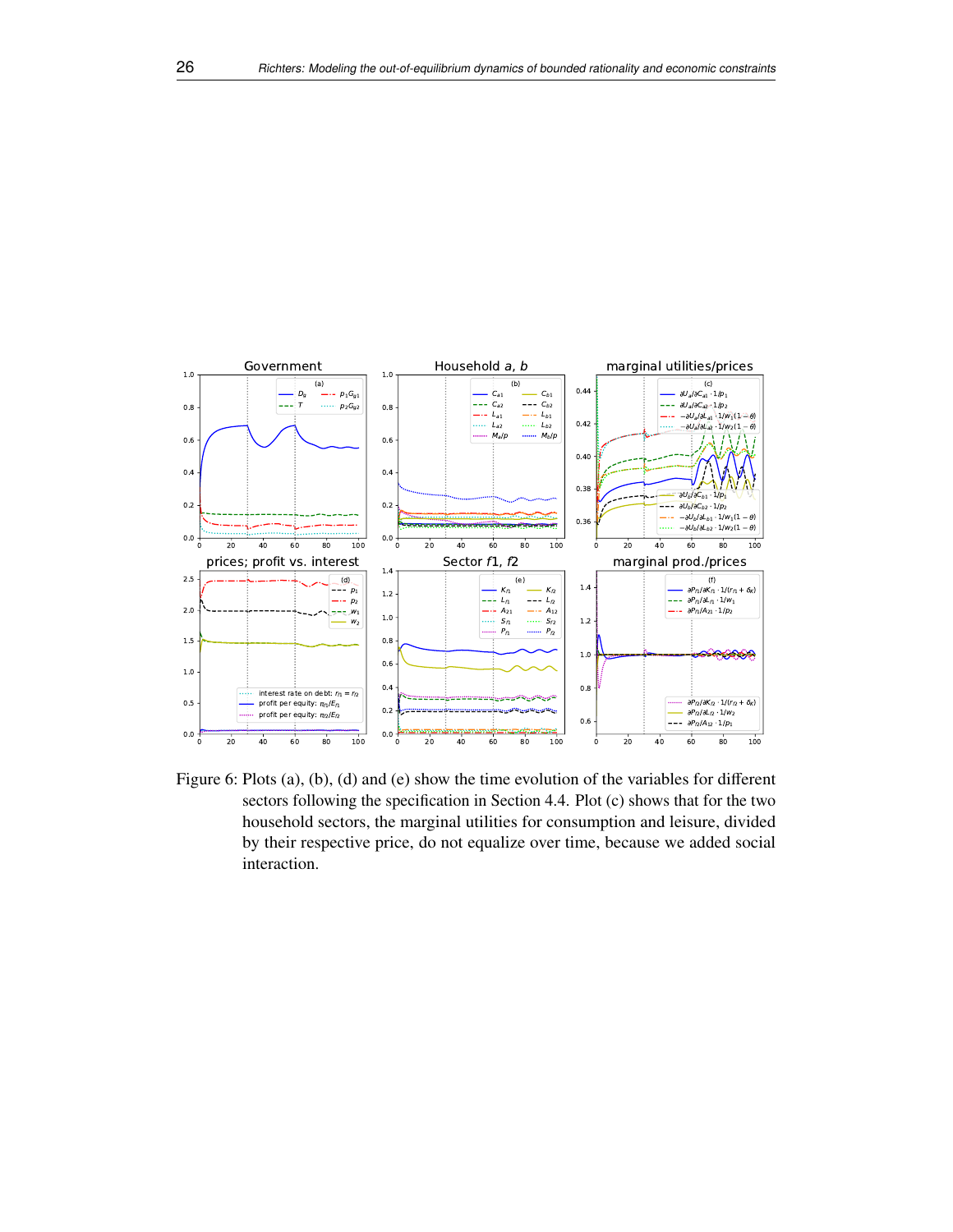Figure 6: Plots (a), (b), (d) and (e) show the time evolution of the variables for different sectors following the specification in Section 4.4. Plot (c) shows that for the two household sectors, the marginal utilities for consumption and leisure, divided by their respective price, do not equalize over time, because we added social interaction.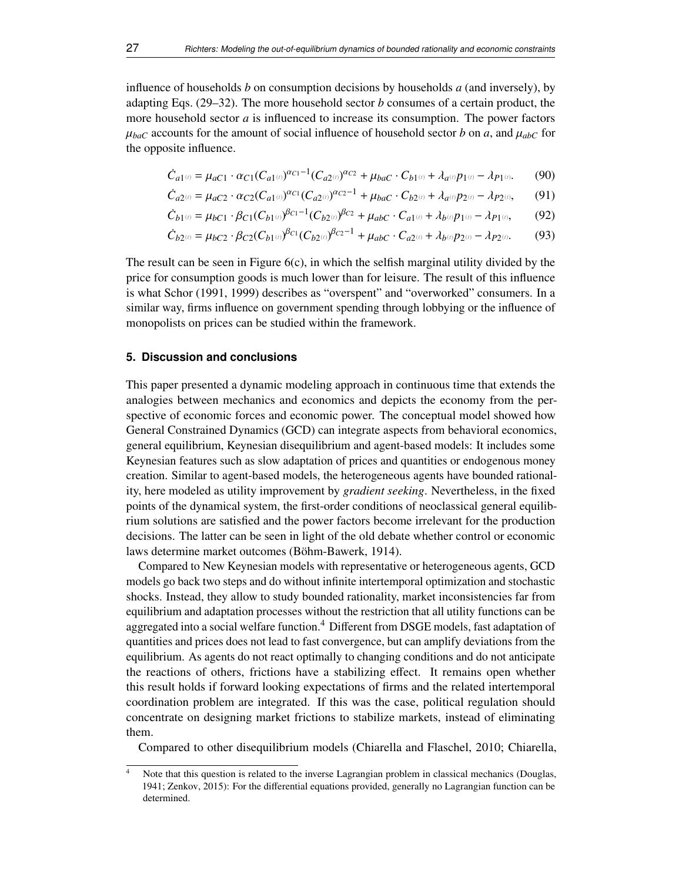influence of households $b$ on consumption decisions by households $a$ (and inversely), by adapting Eqs. (29–32). The more household sector $b$ consumes of a certain product, the more household sector $a$ is influenced to increase its consumption. The power factors $\mu_{baC}$ accounts for the amount of social influence of household sector $b$ on $a$, and $\mu_{abC}$ for the opposite influence.

$$\dot{C}_{a1(t)} = \mu_{aC1} \cdot \alpha_{C1}(C_{a1(t)})^{\alpha_{C1}-1}(C_{a2(t)})^{\alpha_{C2}} + \mu_{baC} \cdot C_{b1(t)} + \lambda_{a(t)} p_{1(t)} - \lambda_{P1(t)}. \tag{90}$$

$$\dot{C}_{a2(t)} = \mu_{aC2} \cdot \alpha_{C2}(C_{a1(t)})^{\alpha_{C1}}(C_{a2(t)})^{\alpha_{C2}-1} + \mu_{baC} \cdot C_{b2(t)} + \lambda_{a(t)} p_{2(t)} - \lambda_{P2(t)}, \tag{91}$$

$$\dot{C}_{b1(t)} = \mu_{bC1} \cdot \beta_{C1}(C_{b1(t)})^{\beta_{C1}-1}(C_{b2(t)})^{\beta_{C2}} + \mu_{abC} \cdot C_{a1(t)} + \lambda_{b(t)} p_{1(t)} - \lambda_{P1(t)}, \tag{92}$$

$$\dot{C}_{b2(t)} = \mu_{bC2} \cdot \beta_{C2}(C_{b1(t)})^{\beta_{C1}}(C_{b2(t)})^{\beta_{C2}-1} + \mu_{abC} \cdot C_{a2(t)} + \lambda_{b(t)} p_{2(t)} - \lambda_{P2(t)}. \tag{93}$$

The result can be seen in Figure 6(c), in which the selfish marginal utility divided by the price for consumption goods is much lower than for leisure. The result of this influence is what Schor (1991, 1999) describes as "overspent" and "overworked" consumers. In a similar way, firms influence on government spending through lobbying or the influence of monopolists on prices can be studied within the framework.

## 5. Discussion and conclusions

This paper presented a dynamic modeling approach in continuous time that extends the analogies between mechanics and economics and depicts the economy from the perspective of economic forces and economic power. The conceptual model showed how General Constrained Dynamics (GCD) can integrate aspects from behavioral economics, general equilibrium, Keynesian disequilibrium and agent-based models: It includes some Keynesian features such as slow adaptation of prices and quantities or endogenous money creation. Similar to agent-based models, the heterogeneous agents have bounded rationality, here modeled as utility improvement by *gradient seeking*. Nevertheless, in the fixed points of the dynamical system, the first-order conditions of neoclassical general equilibrium solutions are satisfied and the power factors become irrelevant for the production decisions. The latter can be seen in light of the old debate whether control or economic laws determine market outcomes (Böhm-Bawerk, 1914).

Compared to New Keynesian models with representative or heterogeneous agents, GCD models go back two steps and do without infinite intertemporal optimization and stochastic shocks. Instead, they allow to study bounded rationality, market inconsistencies far from equilibrium and adaptation processes without the restriction that all utility functions can be aggregated into a social welfare function.[4] Different from DSGE models, fast adaptation of quantities and prices does not lead to fast convergence, but can amplify deviations from the equilibrium. As agents do not react optimally to changing conditions and do not anticipate the reactions of others, frictions have a stabilizing effect. It remains open whether this result holds if forward looking expectations of firms and the related intertemporal coordination problem are integrated. If this was the case, political regulation should concentrate on designing market frictions to stabilize markets, instead of eliminating them.

Compared to other disequilibrium models (Chiarella and Flaschel, 2010; Chiarella,

[4] Note that this question is related to the inverse Lagrangian problem in classical mechanics (Douglas, 1941; Zenkov, 2015): For the differential equations provided, generally no Lagrangian function can be determined.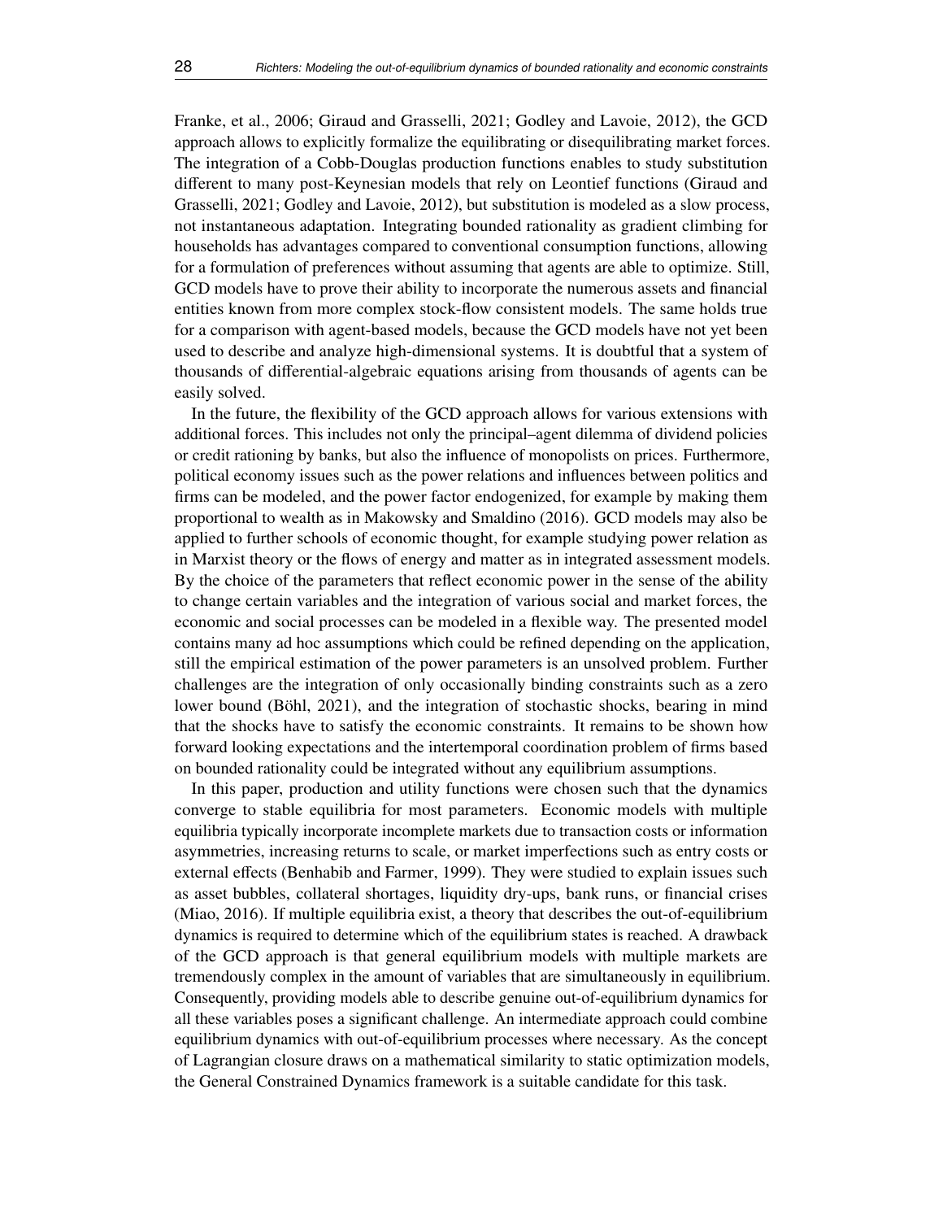Franke, et al., 2006; Giraud and Grasselli, 2021; Godley and Lavoie, 2012), the GCD approach allows to explicitly formalize the equilibrating or disequilibrating market forces. The integration of a Cobb-Douglas production functions enables to study substitution different to many post-Keynesian models that rely on Leontief functions (Giraud and Grasselli, 2021; Godley and Lavoie, 2012), but substitution is modeled as a slow process, not instantaneous adaptation. Integrating bounded rationality as gradient climbing for households has advantages compared to conventional consumption functions, allowing for a formulation of preferences without assuming that agents are able to optimize. Still, GCD models have to prove their ability to incorporate the numerous assets and financial entities known from more complex stock-flow consistent models. The same holds true for a comparison with agent-based models, because the GCD models have not yet been used to describe and analyze high-dimensional systems. It is doubtful that a system of thousands of differential-algebraic equations arising from thousands of agents can be easily solved.

In the future, the flexibility of the GCD approach allows for various extensions with additional forces. This includes not only the principal–agent dilemma of dividend policies or credit rationing by banks, but also the influence of monopolists on prices. Furthermore, political economy issues such as the power relations and influences between politics and firms can be modeled, and the power factor endogenized, for example by making them proportional to wealth as in Makowsky and Smaldino (2016). GCD models may also be applied to further schools of economic thought, for example studying power relation as in Marxist theory or the flows of energy and matter as in integrated assessment models. By the choice of the parameters that reflect economic power in the sense of the ability to change certain variables and the integration of various social and market forces, the economic and social processes can be modeled in a flexible way. The presented model contains many ad hoc assumptions which could be refined depending on the application, still the empirical estimation of the power parameters is an unsolved problem. Further challenges are the integration of only occasionally binding constraints such as a zero lower bound (Böhl, 2021), and the integration of stochastic shocks, bearing in mind that the shocks have to satisfy the economic constraints. It remains to be shown how forward looking expectations and the intertemporal coordination problem of firms based on bounded rationality could be integrated without any equilibrium assumptions.

In this paper, production and utility functions were chosen such that the dynamics converge to stable equilibria for most parameters. Economic models with multiple equilibria typically incorporate incomplete markets due to transaction costs or information asymmetries, increasing returns to scale, or market imperfections such as entry costs or external effects (Benhabib and Farmer, 1999). They were studied to explain issues such as asset bubbles, collateral shortages, liquidity dry-ups, bank runs, or financial crises (Miao, 2016). If multiple equilibria exist, a theory that describes the out-of-equilibrium dynamics is required to determine which of the equilibrium states is reached. A drawback of the GCD approach is that general equilibrium models with multiple markets are tremendously complex in the amount of variables that are simultaneously in equilibrium. Consequently, providing models able to describe genuine out-of-equilibrium dynamics for all these variables poses a significant challenge. An intermediate approach could combine equilibrium dynamics with out-of-equilibrium processes where necessary. As the concept of Lagrangian closure draws on a mathematical similarity to static optimization models, the General Constrained Dynamics framework is a suitable candidate for this task.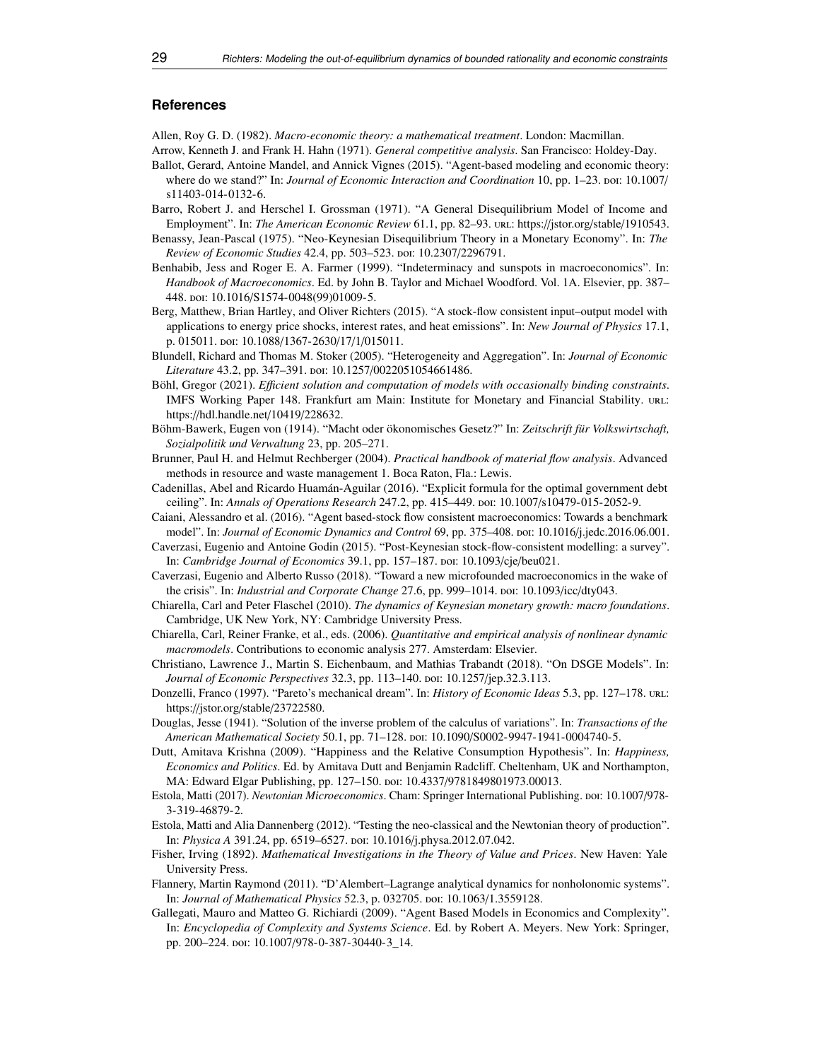## References

Allen, Roy G. D. (1982). *Macro-economic theory: a mathematical treatment*. London: Macmillan.

Arrow, Kenneth J. and Frank H. Hahn (1971). *General competitive analysis*. San Francisco: Holdey-Day.

Ballot, Gerard, Antoine Mandel, and Annick Vignes (2015). "Agent-based modeling and economic theory: where do we stand?" In: *Journal of Economic Interaction and Coordination* 10, pp. 1–23. DOI: 10.1007/s11403-014-0132-6.

Barro, Robert J. and Herschel I. Grossman (1971). "A General Disequilibrium Model of Income and Employment". In: *The American Economic Review* 61.1, pp. 82–93. URL: https://jstor.org/stable/1910543.

Benassy, Jean-Pascal (1975). "Neo-Keynesian Disequilibrium Theory in a Monetary Economy". In: *The Review of Economic Studies* 42.4, pp. 503–523. DOI: 10.2307/2296791.

Benhabib, Jess and Roger E. A. Farmer (1999). "Indeterminacy and sunspots in macroeconomics". In: *Handbook of Macroeconomics*. Ed. by John B. Taylor and Michael Woodford. Vol. 1A. Elsevier, pp. 387–448. DOI: 10.1016/S1574-0048(99)01009-5.

Berg, Matthew, Brian Hartley, and Oliver Richters (2015). "A stock-flow consistent input–output model with applications to energy price shocks, interest rates, and heat emissions". In: *New Journal of Physics* 17.1, p. 015011. DOI: 10.1088/1367-2630/17/1/015011.

Blundell, Richard and Thomas M. Stoker (2005). "Heterogeneity and Aggregation". In: *Journal of Economic Literature* 43.2, pp. 347–391. DOI: 10.1257/0022051054661486.

Böhl, Gregor (2021). *Efficient solution and computation of models with occasionally binding constraints*. IMFS Working Paper 148. Frankfurt am Main: Institute for Monetary and Financial Stability. URL: https://hdl.handle.net/10419/228632.

Böhm-Bawerk, Eugen von (1914). "Macht oder ökonomisches Gesetz?" In: *Zeitschrift für Volkswirtschaft, Sozialpolitik und Verwaltung* 23, pp. 205–271.

Brunner, Paul H. and Helmut Rechberger (2004). *Practical handbook of material flow analysis*. Advanced methods in resource and waste management 1. Boca Raton, Fla.: Lewis.

Cadenillas, Abel and Ricardo Huamán-Aguilar (2016). "Explicit formula for the optimal government debt ceiling". In: *Annals of Operations Research* 247.2, pp. 415–449. DOI: 10.1007/s10479-015-2052-9.

Caiani, Alessandro et al. (2016). "Agent based-stock flow consistent macroeconomics: Towards a benchmark model". In: *Journal of Economic Dynamics and Control* 69, pp. 375–408. DOI: 10.1016/j.jedc.2016.06.001.

Caverzasi, Eugenio and Antoine Godin (2015). "Post-Keynesian stock-flow-consistent modelling: a survey". In: *Cambridge Journal of Economics* 39.1, pp. 157–187. DOI: 10.1093/cje/beu021.

Caverzasi, Eugenio and Alberto Russo (2018). "Toward a new microfounded macroeconomics in the wake of the crisis". In: *Industrial and Corporate Change* 27.6, pp. 999–1014. DOI: 10.1093/icc/dty043.

Chiarella, Carl and Peter Flaschel (2010). *The dynamics of Keynesian monetary growth: macro foundations*. Cambridge, UK New York, NY: Cambridge University Press.

Chiarella, Carl, Reiner Franke, et al., eds. (2006). *Quantitative and empirical analysis of nonlinear dynamic macromodels*. Contributions to economic analysis 277. Amsterdam: Elsevier.

Christiano, Lawrence J., Martin S. Eichenbaum, and Mathias Trabandt (2018). "On DSGE Models". In: *Journal of Economic Perspectives* 32.3, pp. 113–140. DOI: 10.1257/jep.32.3.113.

Donzelli, Franco (1997). "Pareto's mechanical dream". In: *History of Economic Ideas* 5.3, pp. 127–178. URL: https://jstor.org/stable/23722580.

Douglas, Jesse (1941). "Solution of the inverse problem of the calculus of variations". In: *Transactions of the American Mathematical Society* 50.1, pp. 71–128. DOI: 10.1090/S0002-9947-1941-0004740-5.

Dutt, Amitava Krishna (2009). "Happiness and the Relative Consumption Hypothesis". In: *Happiness, Economics and Politics*. Ed. by Amitava Dutt and Benjamin Radcliff. Cheltenham, UK and Northampton, MA: Edward Elgar Publishing, pp. 127–150. DOI: 10.4337/9781849801973.00013.

Estola, Matti (2017). *Newtonian Microeconomics*. Cham: Springer International Publishing. DOI: 10.1007/978-3-319-46879-2.

Estola, Matti and Alia Dannenberg (2012). "Testing the neo-classical and the Newtonian theory of production". In: *Physica A* 391.24, pp. 6519–6527. DOI: 10.1016/j.physa.2012.07.042.

Fisher, Irving (1892). *Mathematical Investigations in the Theory of Value and Prices*. New Haven: Yale University Press.

Flannery, Martin Raymond (2011). "D'Alembert–Lagrange analytical dynamics for nonholonomic systems". In: *Journal of Mathematical Physics* 52.3, p. 032705. DOI: 10.1063/1.3559128.

Gallegati, Mauro and Matteo G. Richiardi (2009). "Agent Based Models in Economics and Complexity". In: *Encyclopedia of Complexity and Systems Science*. Ed. by Robert A. Meyers. New York: Springer, pp. 200–224. DOI: 10.1007/978-0-387-30440-3_14.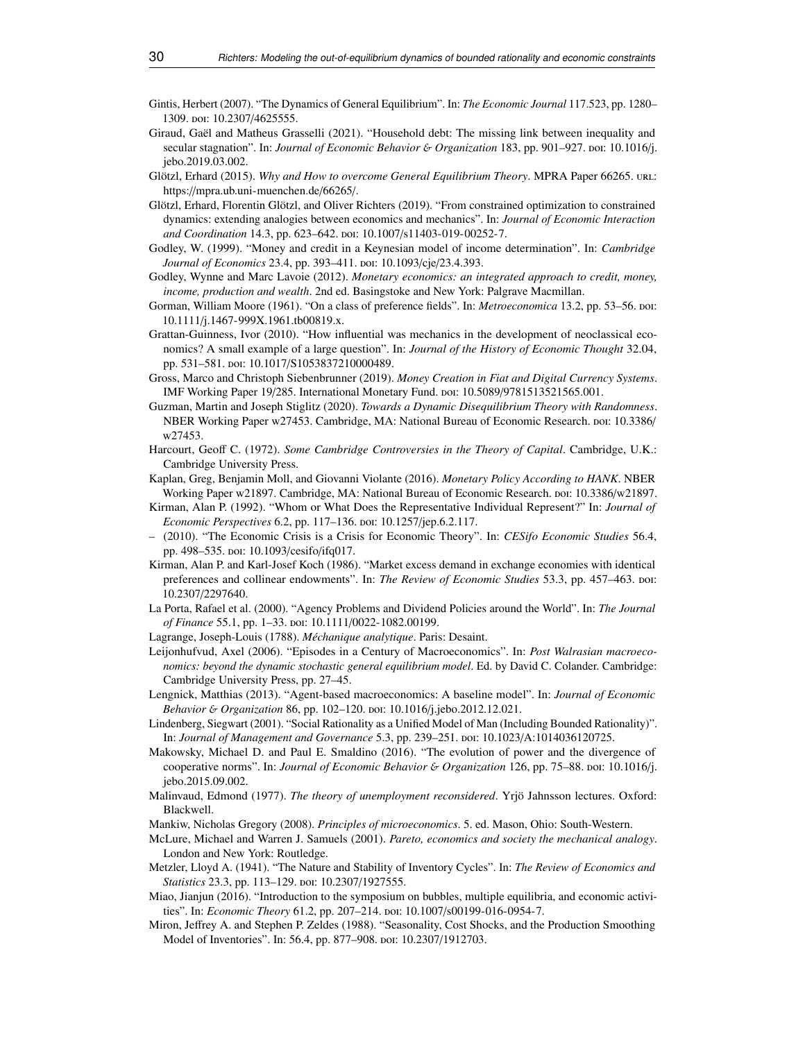Gintis, Herbert (2007). “The Dynamics of General Equilibrium”. In: *The Economic Journal* 117.523, pp. 1280–1309. doi: 10.2307/4625555.

Giraud, Gaël and Matheus Grasselli (2021). “Household debt: The missing link between inequality and secular stagnation”. In: *Journal of Economic Behavior & Organization* 183, pp. 901–927. doi: 10.1016/j.jebo.2019.03.002.

Glötzl, Erhard (2015). *Why and How to overcome General Equilibrium Theory*. MPRA Paper 66265. url: https://mpra.ub.uni-muenchen.de/66265/.

Glötzl, Erhard, Florentin Glötzl, and Oliver Richters (2019). “From constrained optimization to constrained dynamics: extending analogies between economics and mechanics”. In: *Journal of Economic Interaction and Coordination* 14.3, pp. 623–642. doi: 10.1007/s11403-019-00252-7.

Godley, W. (1999). “Money and credit in a Keynesian model of income determination”. In: *Cambridge Journal of Economics* 23.4, pp. 393–411. doi: 10.1093/cje/23.4.393.

Godley, Wynne and Marc Lavoie (2012). *Monetary economics: an integrated approach to credit, money, income, production and wealth*. 2nd ed. Basingstoke and New York: Palgrave Macmillan.

Gorman, William Moore (1961). “On a class of preference fields”. In: *Metroeconomica* 13.2, pp. 53–56. doi: 10.1111/j.1467-999X.1961.tb00819.x.

Grattan-Guinness, Ivor (2010). “How influential was mechanics in the development of neoclassical economics? A small example of a large question”. In: *Journal of the History of Economic Thought* 32.04, pp. 531–581. doi: 10.1017/S1053837210000489.

Gross, Marco and Christoph Siebenbrunner (2019). *Money Creation in Fiat and Digital Currency Systems*. IMF Working Paper 19/285. International Monetary Fund. doi: 10.5089/9781513521565.001.

Guzman, Martin and Joseph Stiglitz (2020). *Towards a Dynamic Disequilibrium Theory with Randomness*. NBER Working Paper w27453. Cambridge, MA: National Bureau of Economic Research. doi: 10.3386/w27453.

Harcourt, Geoff C. (1972). *Some Cambridge Controversies in the Theory of Capital*. Cambridge, U.K.: Cambridge University Press.

Kaplan, Greg, Benjamin Moll, and Giovanni Violante (2016). *Monetary Policy According to HANK*. NBER Working Paper w21897. Cambridge, MA: National Bureau of Economic Research. doi: 10.3386/w21897.

Kirman, Alan P. (1992). “Whom or What Does the Representative Individual Represent?” In: *Journal of Economic Perspectives* 6.2, pp. 117–136. doi: 10.1257/jep.6.2.117.

– (2010). “The Economic Crisis is a Crisis for Economic Theory”. In: *CESifo Economic Studies* 56.4, pp. 498–535. doi: 10.1093/cesifo/ifq017.

Kirman, Alan P. and Karl-Josef Koch (1986). “Market excess demand in exchange economies with identical preferences and collinear endowments”. In: *The Review of Economic Studies* 53.3, pp. 457–463. doi: 10.2307/2297640.

La Porta, Rafael et al. (2000). “Agency Problems and Dividend Policies around the World”. In: *The Journal of Finance* 55.1, pp. 1–33. doi: 10.1111/0022-1082.00199.

Lagrange, Joseph-Louis (1788). *Méchanique analytique*. Paris: Desaint.

Leijonhufvud, Axel (2006). “Episodes in a Century of Macroeconomics”. In: *Post Walrasian macroeconomics: beyond the dynamic stochastic general equilibrium model*. Ed. by David C. Colander. Cambridge: Cambridge University Press, pp. 27–45.

Lengnick, Matthias (2013). “Agent-based macroeconomics: A baseline model”. In: *Journal of Economic Behavior & Organization* 86, pp. 102–120. doi: 10.1016/j.jebo.2012.12.021.

Lindenberg, Siegwart (2001). “Social Rationality as a Unified Model of Man (Including Bounded Rationality)”. In: *Journal of Management and Governance* 5.3, pp. 239–251. doi: 10.1023/A:1014036120725.

Makowsky, Michael D. and Paul E. Smaldino (2016). “The evolution of power and the divergence of cooperative norms”. In: *Journal of Economic Behavior & Organization* 126, pp. 75–88. doi: 10.1016/j.jebo.2015.09.002.

Malinvaud, Edmond (1977). *The theory of unemployment reconsidered*. Yrjö Jahnsson lectures. Oxford: Blackwell.

Mankiw, Nicholas Gregory (2008). *Principles of microeconomics*. 5. ed. Mason, Ohio: South-Western.

McLure, Michael and Warren J. Samuels (2001). *Pareto, economics and society the mechanical analogy*. London and New York: Routledge.

Metzler, Lloyd A. (1941). “The Nature and Stability of Inventory Cycles”. In: *The Review of Economics and Statistics* 23.3, pp. 113–129. doi: 10.2307/1927555.

Miao, Jianjun (2016). “Introduction to the symposium on bubbles, multiple equilibria, and economic activities”. In: *Economic Theory* 61.2, pp. 207–214. doi: 10.1007/s00199-016-0954-7.

Miron, Jeffrey A. and Stephen P. Zeldes (1988). “Seasonality, Cost Shocks, and the Production Smoothing Model of Inventories”. In: 56.4, pp. 877–908. doi: 10.2307/1912703.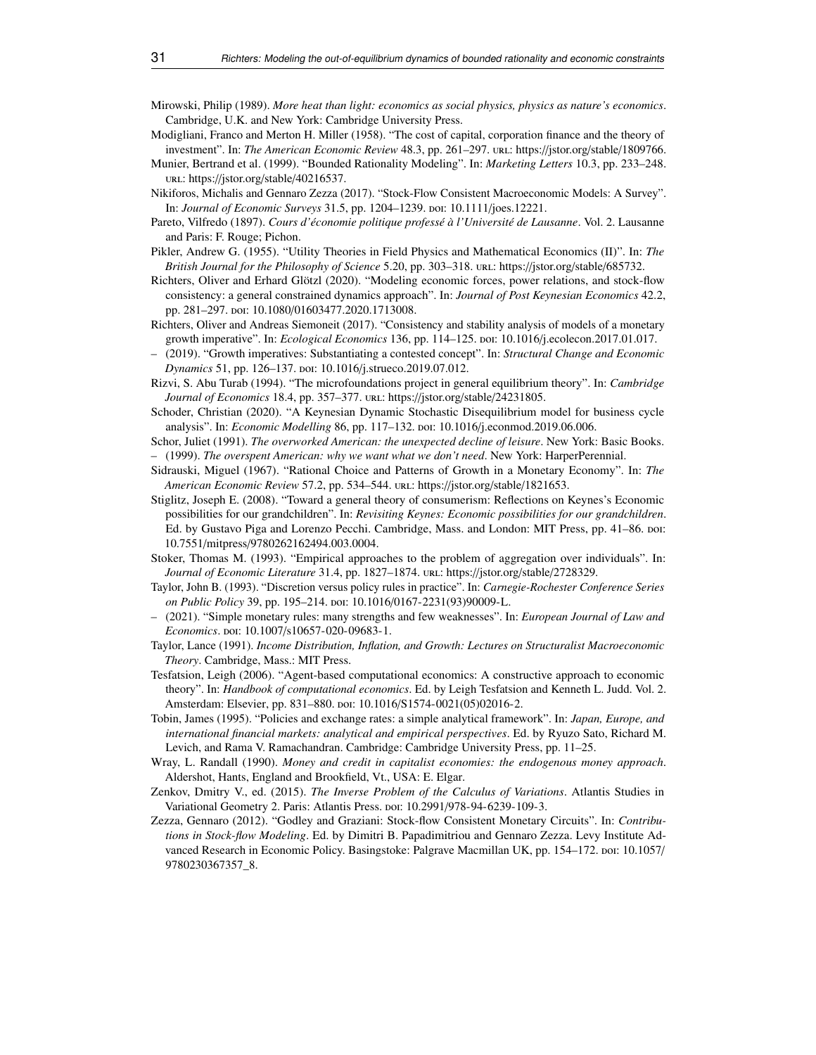Mirowski, Philip (1989). *More heat than light: economics as social physics, physics as nature's economics*. Cambridge, U.K. and New York: Cambridge University Press.

Modigliani, Franco and Merton H. Miller (1958). "The cost of capital, corporation finance and the theory of investment". In: *The American Economic Review* 48.3, pp. 261–297. URL: https://jstor.org/stable/1809766.

Munier, Bertrand et al. (1999). "Bounded Rationality Modeling". In: *Marketing Letters* 10.3, pp. 233–248. URL: https://jstor.org/stable/40216537.

Nikiforos, Michalis and Gennaro Zezza (2017). "Stock-Flow Consistent Macroeconomic Models: A Survey". In: *Journal of Economic Surveys* 31.5, pp. 1204–1239. DOI: 10.1111/joes.12221.

Pareto, Vilfredo (1897). *Cours d'économie politique professé à l'Université de Lausanne*. Vol. 2. Lausanne and Paris: F. Rouge; Pichon.

Pikler, Andrew G. (1955). "Utility Theories in Field Physics and Mathematical Economics (II)". In: *The British Journal for the Philosophy of Science* 5.20, pp. 303–318. URL: https://jstor.org/stable/685732.

Richters, Oliver and Erhard Glötzl (2020). "Modeling economic forces, power relations, and stock-flow consistency: a general constrained dynamics approach". In: *Journal of Post Keynesian Economics* 42.2, pp. 281–297. DOI: 10.1080/01603477.2020.1713008.

Richters, Oliver and Andreas Siemoneit (2017). "Consistency and stability analysis of models of a monetary growth imperative". In: *Ecological Economics* 136, pp. 114–125. DOI: 10.1016/j.ecolecon.2017.01.017.

– (2019). "Growth imperatives: Substantiating a contested concept". In: *Structural Change and Economic Dynamics* 51, pp. 126–137. DOI: 10.1016/j.strueco.2019.07.012.

Rizvi, S. Abu Turab (1994). "The microfoundations project in general equilibrium theory". In: *Cambridge Journal of Economics* 18.4, pp. 357–377. URL: https://jstor.org/stable/24231805.

Schoder, Christian (2020). "A Keynesian Dynamic Stochastic Disequilibrium model for business cycle analysis". In: *Economic Modelling* 86, pp. 117–132. DOI: 10.1016/j.econmod.2019.06.006.

Schor, Juliet (1991). *The overworked American: the unexpected decline of leisure*. New York: Basic Books.

– (1999). *The overspent American: why we want what we don't need*. New York: HarperPerennial.

Sidrauski, Miguel (1967). "Rational Choice and Patterns of Growth in a Monetary Economy". In: *The American Economic Review* 57.2, pp. 534–544. URL: https://jstor.org/stable/1821653.

Stiglitz, Joseph E. (2008). "Toward a general theory of consumerism: Reflections on Keynes's Economic possibilities for our grandchildren". In: *Revisiting Keynes: Economic possibilities for our grandchildren*. Ed. by Gustavo Piga and Lorenzo Pecchi. Cambridge, Mass. and London: MIT Press, pp. 41–86. DOI: 10.7551/mitpress/9780262162494.003.0004.

Stoker, Thomas M. (1993). "Empirical approaches to the problem of aggregation over individuals". In: *Journal of Economic Literature* 31.4, pp. 1827–1874. URL: https://jstor.org/stable/2728329.

Taylor, John B. (1993). "Discretion versus policy rules in practice". In: *Carnegie-Rochester Conference Series on Public Policy* 39, pp. 195–214. DOI: 10.1016/0167-2231(93)90009-L.

– (2021). "Simple monetary rules: many strengths and few weaknesses". In: *European Journal of Law and Economics*. DOI: 10.1007/s10657-020-09683-1.

Taylor, Lance (1991). *Income Distribution, Inflation, and Growth: Lectures on Structuralist Macroeconomic Theory*. Cambridge, Mass.: MIT Press.

Tesfatsion, Leigh (2006). "Agent-based computational economics: A constructive approach to economic theory". In: *Handbook of computational economics*. Ed. by Leigh Tesfatsion and Kenneth L. Judd. Vol. 2. Amsterdam: Elsevier, pp. 831–880. DOI: 10.1016/S1574-0021(05)02016-2.

Tobin, James (1995). "Policies and exchange rates: a simple analytical framework". In: *Japan, Europe, and international financial markets: analytical and empirical perspectives*. Ed. by Ryuzo Sato, Richard M. Levich, and Rama V. Ramachandran. Cambridge: Cambridge University Press, pp. 11–25.

Wray, L. Randall (1990). *Money and credit in capitalist economies: the endogenous money approach*. Aldershot, Hants, England and Brookfield, Vt., USA: E. Elgar.

Zenkov, Dmitry V., ed. (2015). *The Inverse Problem of the Calculus of Variations*. Atlantis Studies in Variational Geometry 2. Paris: Atlantis Press. DOI: 10.2991/978-94-6239-109-3.

Zezza, Gennaro (2012). "Godley and Graziani: Stock-flow Consistent Monetary Circuits". In: *Contributions in Stock-flow Modeling*. Ed. by Dimitri B. Papadimitriou and Gennaro Zezza. Levy Institute Advanced Research in Economic Policy. Basingstoke: Palgrave Macmillan UK, pp. 154–172. DOI: 10.1057/9780230367357_8.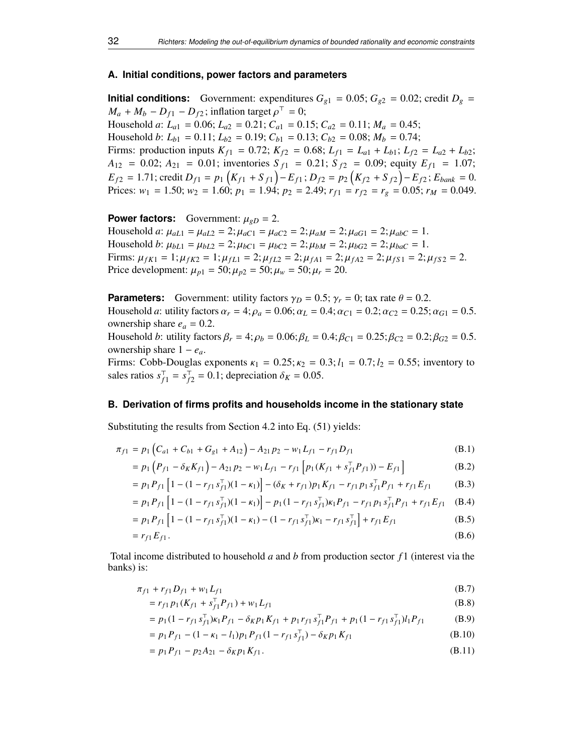## A. Initial conditions, power factors and parameters

**Initial conditions:** Government: expenditures $G_{g1} = 0.05$; $G_{g2} = 0.02$; credit $D_g = M_a + M_b - D_{f1} - D_{f2}$; inflation target $\rho^\top = 0$;
Household $a$: $L_{a1} = 0.06$; $L_{a2} = 0.21$; $C_{a1} = 0.15$; $C_{a2} = 0.11$; $M_a = 0.45$;
Household $b$: $L_{b1} = 0.11$; $L_{b2} = 0.19$; $C_{b1} = 0.13$; $C_{b2} = 0.08$; $M_b = 0.74$;
Firms: production inputs $K_{f1} = 0.72$; $K_{f2} = 0.68$; $L_{f1} = L_{a1} + L_{b1}$; $L_{f2} = L_{a2} + L_{b2}$; $A_{12} = 0.02$; $A_{21} = 0.01$; inventories $S_{f1} = 0.21$; $S_{f2} = 0.09$; equity $E_{f1} = 1.07$; $E_{f2} = 1.71$; credit $D_{f1} = p_1 \left(K_{f1} + S_{f1}\right) - E_{f1}$; $D_{f2} = p_2 \left(K_{f2} + S_{f2}\right) - E_{f2}$; $E_{bank} = 0$.
Prices: $w_1 = 1.50$; $w_2 = 1.60$; $p_1 = 1.94$; $p_2 = 2.49$; $r_{f1} = r_{f2} = r_g = 0.05$; $r_M = 0.049$.

**Power factors:** Government: $\mu_{gD} = 2$.
Household $a$: $\mu_{aL1} = \mu_{aL2} = 2$; $\mu_{aC1} = \mu_{aC2} = 2$; $\mu_{aM} = 2$; $\mu_{aG1} = 2$; $\mu_{abC} = 1$.
Household $b$: $\mu_{bL1} = \mu_{bL2} = 2$; $\mu_{bC1} = \mu_{bC2} = 2$; $\mu_{bM} = 2$; $\mu_{bG2} = 2$; $\mu_{baC} = 1$.
Firms: $\mu_{fK1} = 1$; $\mu_{fK2} = 1$; $\mu_{fL1} = 2$; $\mu_{fL2} = 2$; $\mu_{fA1} = 2$; $\mu_{fA2} = 2$; $\mu_{fS1} = 2$; $\mu_{fS2} = 2$.
Price development: $\mu_{p1} = 50$; $\mu_{p2} = 50$; $\mu_w = 50$; $\mu_r = 20$.

**Parameters:** Government: utility factors $\gamma_D = 0.5$; $\gamma_r = 0$; tax rate $\theta = 0.2$.
Household $a$: utility factors $\alpha_r = 4$; $\rho_a = 0.06$; $\alpha_L = 0.4$; $\alpha_{C1} = 0.2$; $\alpha_{C2} = 0.25$; $\alpha_{G1} = 0.5$. ownership share $e_a = 0.2$.
Household $b$: utility factors $\beta_r = 4$; $\rho_b = 0.06$; $\beta_L = 0.4$; $\beta_{C1} = 0.25$; $\beta_{C2} = 0.2$; $\beta_{G2} = 0.5$. ownership share $1 - e_a$.
Firms: Cobb-Douglas exponents $\kappa_1 = 0.25$; $\kappa_2 = 0.3$; $l_1 = 0.7$; $l_2 = 0.55$; inventory to sales ratios $s_{f1}^\top = s_{f2}^\top = 0.1$; depreciation $\delta_K = 0.05$.

## B. Derivation of firms profits and households income in the stationary state

Substituting the results from Section 4.2 into Eq. (51) yields:

$$\pi_{f1} = p_1 \left(C_{a1} + C_{b1} + G_{g1} + A_{12}\right) - A_{21} p_2 - w_1 L_{f1} - r_{f1} D_{f1} \tag{B.1}$$

$$= p_1 \left(P_{f1} - \delta_K K_{f1}\right) - A_{21} p_2 - w_1 L_{f1} - r_{f1} \left[p_1 (K_{f1} + s_{f1}^\top P_{f1})) - E_{f1}\right] \tag{B.2}$$

$$= p_1 P_{f1} \left[1 - (1 - r_{f1} s_{f1}^\top)(1 - \kappa_1)\right] - (\delta_K + r_{f1}) p_1 K_{f1} - r_{f1} p_1 s_{f1}^\top P_{f1} + r_{f1} E_{f1} \tag{B.3}$$

$$= p_1 P_{f1} \left[1 - (1 - r_{f1} s_{f1}^\top)(1 - \kappa_1)\right] - p_1 (1 - r_{f1} s_{f1}^\top) \kappa_1 P_{f1} - r_{f1} p_1 s_{f1}^\top P_{f1} + r_{f1} E_{f1} \tag{B.4}$$

$$= p_1 P_{f1} \left[1 - (1 - r_{f1} s_{f1}^\top)(1 - \kappa_1) - (1 - r_{f1} s_{f1}^\top)\kappa_1 - r_{f1} s_{f1}^\top\right] + r_{f1} E_{f1} \tag{B.5}$$

$$= r_{f1} E_{f1}. \tag{B.6}$$

Total income distributed to household $a$ and $b$ from production sector $f1$ (interest via the banks) is:

$$\pi_{f1} + r_{f1} D_{f1} + w_1 L_{f1} \tag{B.7}$$

$$= r_{f1} p_1 (K_{f1} + s_{f1}^\top P_{f1}) + w_1 L_{f1} \tag{B.8}$$

$$= p_1 (1 - r_{f1} s_{f1}^\top) \kappa_1 P_{f1} - \delta_K p_1 K_{f1} + p_1 r_{f1} s_{f1}^\top P_{f1} + p_1 (1 - r_{f1} s_{f1}^\top) l_1 P_{f1} \tag{B.9}$$

$$= p_1 P_{f1} - (1 - \kappa_1 - l_1) p_1 P_{f1} (1 - r_{f1} s_{f1}^\top) - \delta_K p_1 K_{f1} \tag{B.10}$$

$$= p_1 P_{f1} - p_2 A_{21} - \delta_K p_1 K_{f1}. \tag{B.11}$$